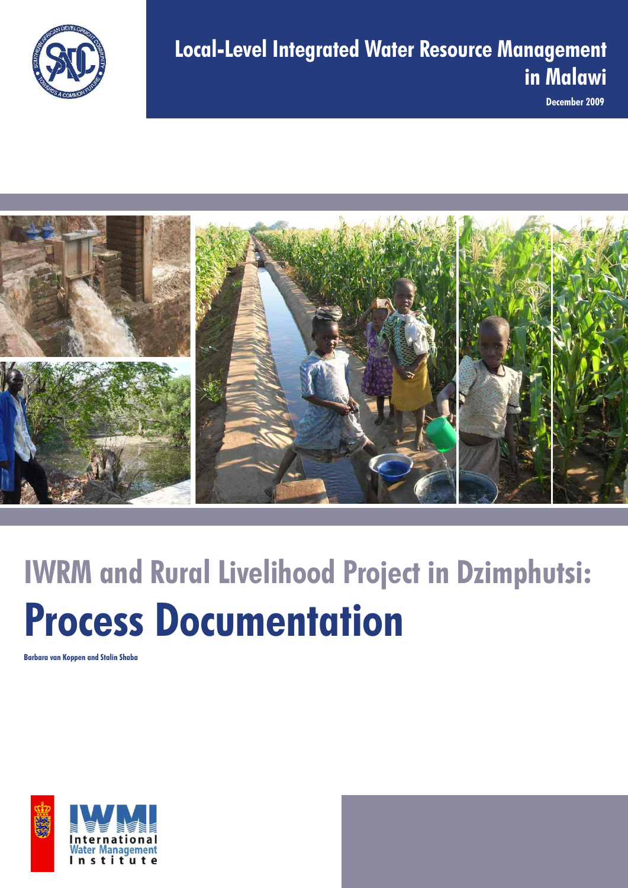# Local-Level Integrated Water Resource Management in Malawi

December 2009

## IWRM and Rural Livelihood Project in Dzimphutsi:

# Process Documentation

**Barbara van Koppen and Stalin Shaba**

International Water Management Institute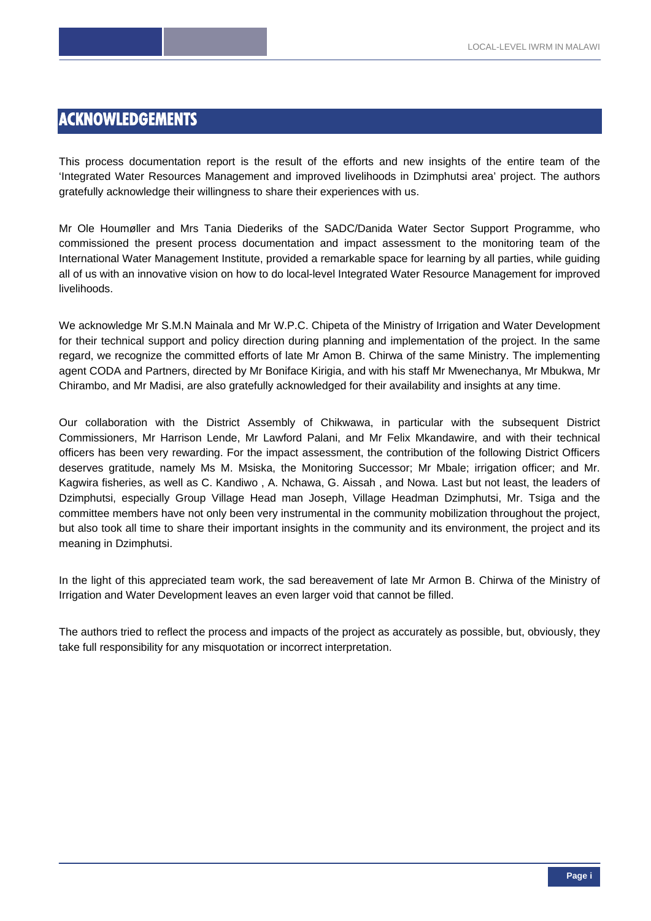# ACKNOWLEDGEMENTS

This process documentation report is the result of the efforts and new insights of the entire team of the 'Integrated Water Resources Management and improved livelihoods in Dzimphutsi area' project. The authors gratefully acknowledge their willingness to share their experiences with us.

Mr Ole Houmøller and Mrs Tania Diederiks of the SADC/Danida Water Sector Support Programme, who commissioned the present process documentation and impact assessment to the monitoring team of the International Water Management Institute, provided a remarkable space for learning by all parties, while guiding all of us with an innovative vision on how to do local-level Integrated Water Resource Management for improved livelihoods.

We acknowledge Mr S.M.N Mainala and Mr W.P.C. Chipeta of the Ministry of Irrigation and Water Development for their technical support and policy direction during planning and implementation of the project. In the same regard, we recognize the committed efforts of late Mr Amon B. Chirwa of the same Ministry. The implementing agent CODA and Partners, directed by Mr Boniface Kirigia, and with his staff Mr Mwenechanya, Mr Mbukwa, Mr Chirambo, and Mr Madisi, are also gratefully acknowledged for their availability and insights at any time.

Our collaboration with the District Assembly of Chikwawa, in particular with the subsequent District Commissioners, Mr Harrison Lende, Mr Lawford Palani, and Mr Felix Mkandawire, and with their technical officers has been very rewarding. For the impact assessment, the contribution of the following District Officers deserves gratitude, namely Ms M. Msiska, the Monitoring Successor; Mr Mbale; irrigation officer; and Mr. Kagwira fisheries, as well as C. Kandiwo , A. Nchawa, G. Aissah , and Nowa. Last but not least, the leaders of Dzimphutsi, especially Group Village Head man Joseph, Village Headman Dzimphutsi, Mr. Tsiga and the committee members have not only been very instrumental in the community mobilization throughout the project, but also took all time to share their important insights in the community and its environment, the project and its meaning in Dzimphutsi.

In the light of this appreciated team work, the sad bereavement of late Mr Armon B. Chirwa of the Ministry of Irrigation and Water Development leaves an even larger void that cannot be filled.

The authors tried to reflect the process and impacts of the project as accurately as possible, but, obviously, they take full responsibility for any misquotation or incorrect interpretation.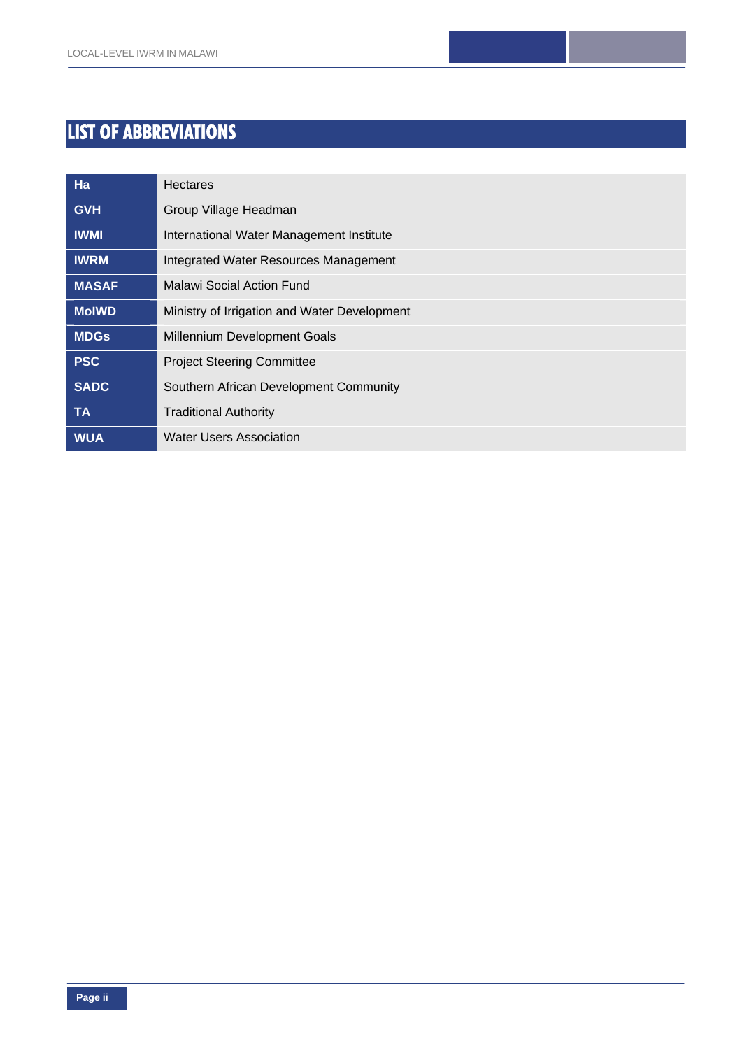# LIST OF ABBREVIATIONS

| | |
|---|---|
| **Ha** | Hectares |
| **GVH** | Group Village Headman |
| **IWMI** | International Water Management Institute |
| **IWRM** | Integrated Water Resources Management |
| **MASAF** | Malawi Social Action Fund |
| **MoIWD** | Ministry of Irrigation and Water Development |
| **MDGs** | Millennium Development Goals |
| **PSC** | Project Steering Committee |
| **SADC** | Southern African Development Community |
| **TA** | Traditional Authority |
| **WUA** | Water Users Association |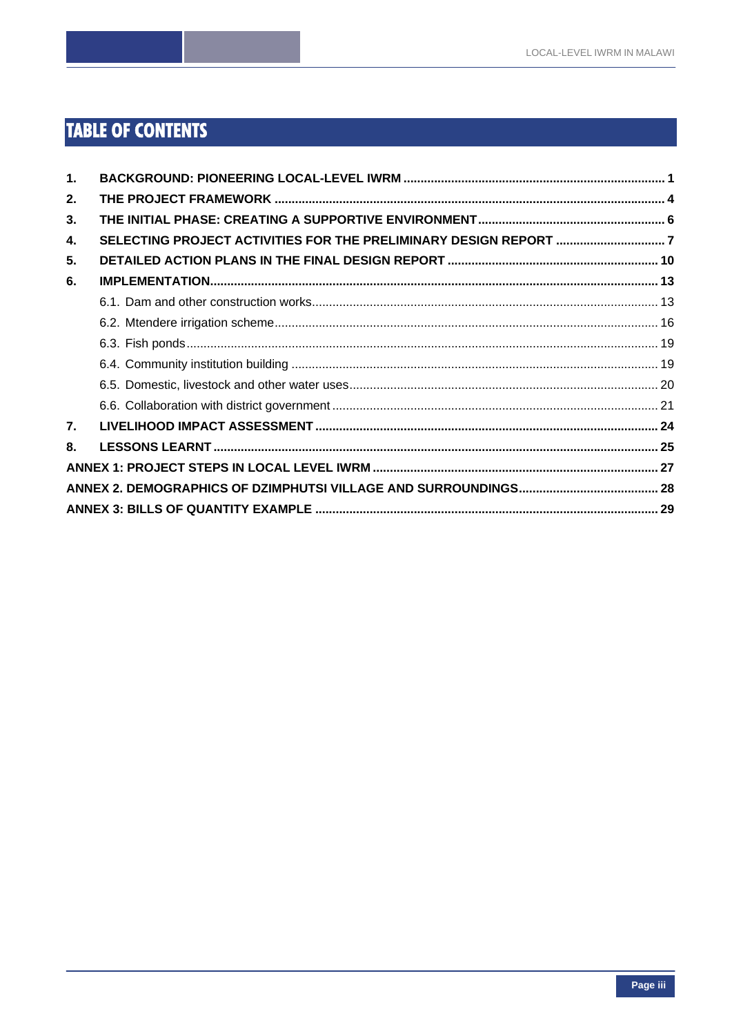# TABLE OF CONTENTS

| | | |
|---|---|---|
| **1.** | **BACKGROUND: PIONEERING LOCAL-LEVEL IWRM** | **1** |
| **2.** | **THE PROJECT FRAMEWORK** | **4** |
| **3.** | **THE INITIAL PHASE: CREATING A SUPPORTIVE ENVIRONMENT** | **6** |
| **4.** | **SELECTING PROJECT ACTIVITIES FOR THE PRELIMINARY DESIGN REPORT** | **7** |
| **5.** | **DETAILED ACTION PLANS IN THE FINAL DESIGN REPORT** | **10** |
| **6.** | **IMPLEMENTATION** | **13** |
| | 6.1. Dam and other construction works | 13 |
| | 6.2. Mtendere irrigation scheme | 16 |
| | 6.3. Fish ponds | 19 |
| | 6.4. Community institution building | 19 |
| | 6.5. Domestic, livestock and other water uses | 20 |
| | 6.6. Collaboration with district government | 21 |
| **7.** | **LIVELIHOOD IMPACT ASSESSMENT** | **24** |
| **8.** | **LESSONS LEARNT** | **25** |
| **ANNEX 1: PROJECT STEPS IN LOCAL LEVEL IWRM** | | **27** |
| **ANNEX 2. DEMOGRAPHICS OF DZIMPHUTSI VILLAGE AND SURROUNDINGS** | | **28** |
| **ANNEX 3: BILLS OF QUANTITY EXAMPLE** | | **29** |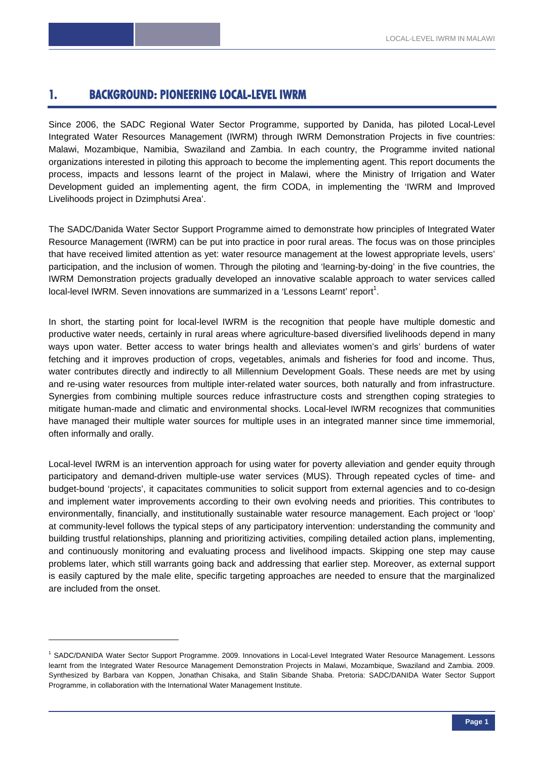# 1. BACKGROUND: PIONEERING LOCAL-LEVEL IWRM

Since 2006, the SADC Regional Water Sector Programme, supported by Danida, has piloted Local-Level Integrated Water Resources Management (IWRM) through IWRM Demonstration Projects in five countries: Malawi, Mozambique, Namibia, Swaziland and Zambia. In each country, the Programme invited national organizations interested in piloting this approach to become the implementing agent. This report documents the process, impacts and lessons learnt of the project in Malawi, where the Ministry of Irrigation and Water Development guided an implementing agent, the firm CODA, in implementing the 'IWRM and Improved Livelihoods project in Dzimphutsi Area'.

The SADC/Danida Water Sector Support Programme aimed to demonstrate how principles of Integrated Water Resource Management (IWRM) can be put into practice in poor rural areas. The focus was on those principles that have received limited attention as yet: water resource management at the lowest appropriate levels, users' participation, and the inclusion of women. Through the piloting and 'learning-by-doing' in the five countries, the IWRM Demonstration projects gradually developed an innovative scalable approach to water services called local-level IWRM. Seven innovations are summarized in a 'Lessons Learnt' report[1].

In short, the starting point for local-level IWRM is the recognition that people have multiple domestic and productive water needs, certainly in rural areas where agriculture-based diversified livelihoods depend in many ways upon water. Better access to water brings health and alleviates women's and girls' burdens of water fetching and it improves production of crops, vegetables, animals and fisheries for food and income. Thus, water contributes directly and indirectly to all Millennium Development Goals. These needs are met by using and re-using water resources from multiple inter-related water sources, both naturally and from infrastructure. Synergies from combining multiple sources reduce infrastructure costs and strengthen coping strategies to mitigate human-made and climatic and environmental shocks. Local-level IWRM recognizes that communities have managed their multiple water sources for multiple uses in an integrated manner since time immemorial, often informally and orally.

Local-level IWRM is an intervention approach for using water for poverty alleviation and gender equity through participatory and demand-driven multiple-use water services (MUS). Through repeated cycles of time- and budget-bound 'projects', it capacitates communities to solicit support from external agencies and to co-design and implement water improvements according to their own evolving needs and priorities. This contributes to environmentally, financially, and institutionally sustainable water resource management. Each project or 'loop' at community-level follows the typical steps of any participatory intervention: understanding the community and building trustful relationships, planning and prioritizing activities, compiling detailed action plans, implementing, and continuously monitoring and evaluating process and livelihood impacts. Skipping one step may cause problems later, which still warrants going back and addressing that earlier step. Moreover, as external support is easily captured by the male elite, specific targeting approaches are needed to ensure that the marginalized are included from the onset.

---

[1] SADC/DANIDA Water Sector Support Programme. 2009. Innovations in Local-Level Integrated Water Resource Management. Lessons learnt from the Integrated Water Resource Management Demonstration Projects in Malawi, Mozambique, Swaziland and Zambia. 2009. Synthesized by Barbara van Koppen, Jonathan Chisaka, and Stalin Sibande Shaba. Pretoria: SADC/DANIDA Water Sector Support Programme, in collaboration with the International Water Management Institute.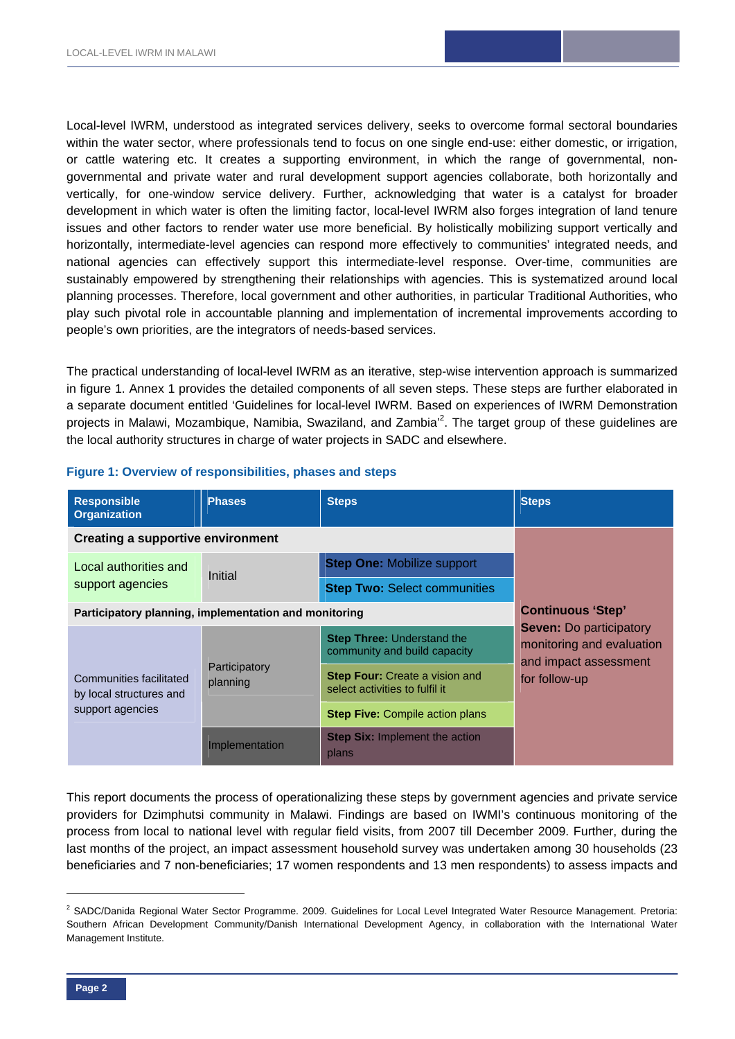Local-level IWRM, understood as integrated services delivery, seeks to overcome formal sectoral boundaries within the water sector, where professionals tend to focus on one single end-use: either domestic, or irrigation, or cattle watering etc. It creates a supporting environment, in which the range of governmental, non-governmental and private water and rural development support agencies collaborate, both horizontally and vertically, for one-window service delivery. Further, acknowledging that water is a catalyst for broader development in which water is often the limiting factor, local-level IWRM also forges integration of land tenure issues and other factors to render water use more beneficial. By holistically mobilizing support vertically and horizontally, intermediate-level agencies can respond more effectively to communities' integrated needs, and national agencies can effectively support this intermediate-level response. Over-time, communities are sustainably empowered by strengthening their relationships with agencies. This is systematized around local planning processes. Therefore, local government and other authorities, in particular Traditional Authorities, who play such pivotal role in accountable planning and implementation of incremental improvements according to people's own priorities, are the integrators of needs-based services.

The practical understanding of local-level IWRM as an iterative, step-wise intervention approach is summarized in figure 1. Annex 1 provides the detailed components of all seven steps. These steps are further elaborated in a separate document entitled 'Guidelines for local-level IWRM. Based on experiences of IWRM Demonstration projects in Malawi, Mozambique, Namibia, Swaziland, and Zambia'[2]. The target group of these guidelines are the local authority structures in charge of water projects in SADC and elsewhere.

**Figure 1: Overview of responsibilities, phases and steps**

| Responsible Organization | Phases | Steps | Steps |
|---|---|---|---|
| **Creating a supportive environment** | | | **Continuous 'Step' Seven:** Do participatory monitoring and evaluation and impact assessment for follow-up |
| Local authorities and support agencies | Initial | **Step One:** Mobilize support | |
| | | **Step Two:** Select communities | |
| **Participatory planning, implementation and monitoring** | | | |
| Communities facilitated by local structures and support agencies | Participatory planning | **Step Three:** Understand the community and build capacity | |
| | | **Step Four:** Create a vision and select activities to fulfil it | |
| | | **Step Five:** Compile action plans | |
| | Implementation | **Step Six:** Implement the action plans | |

This report documents the process of operationalizing these steps by government agencies and private service providers for Dzimphutsi community in Malawi. Findings are based on IWMI's continuous monitoring of the process from local to national level with regular field visits, from 2007 till December 2009. Further, during the last months of the project, an impact assessment household survey was undertaken among 30 households (23 beneficiaries and 7 non-beneficiaries; 17 women respondents and 13 men respondents) to assess impacts and

---

[2] SADC/Danida Regional Water Sector Programme. 2009. Guidelines for Local Level Integrated Water Resource Management. Pretoria: Southern African Development Community/Danish International Development Agency, in collaboration with the International Water Management Institute.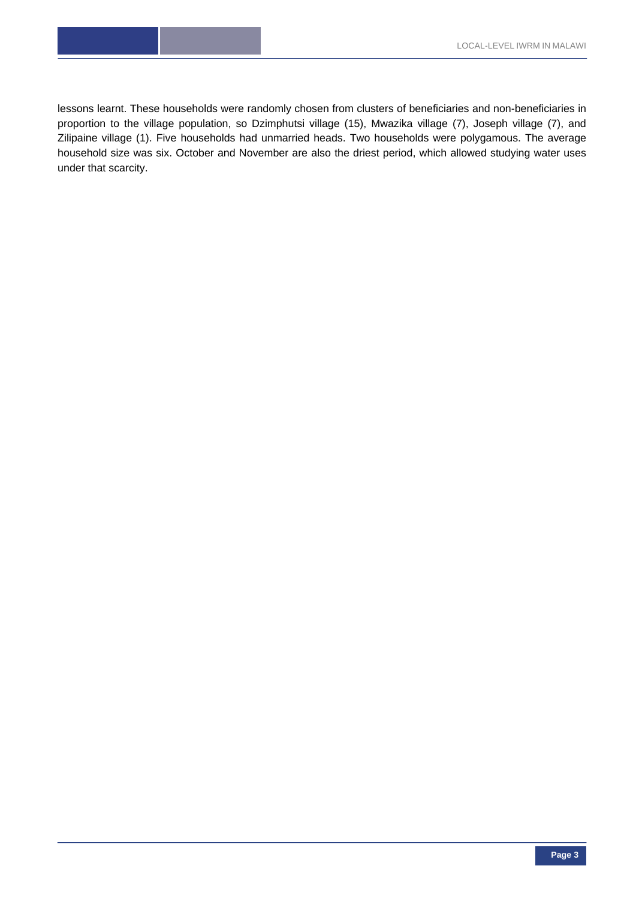lessons learnt. These households were randomly chosen from clusters of beneficiaries and non-beneficiaries in proportion to the village population, so Dzimphutsi village (15), Mwazika village (7), Joseph village (7), and Zilipaine village (1). Five households had unmarried heads. Two households were polygamous. The average household size was six. October and November are also the driest period, which allowed studying water uses under that scarcity.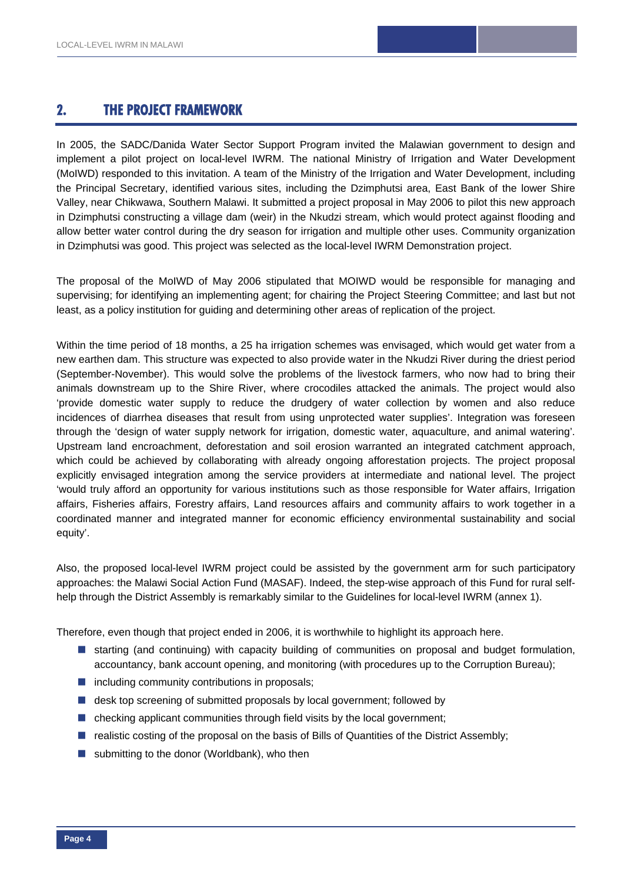## 2. THE PROJECT FRAMEWORK

In 2005, the SADC/Danida Water Sector Support Program invited the Malawian government to design and implement a pilot project on local-level IWRM. The national Ministry of Irrigation and Water Development (MoIWD) responded to this invitation. A team of the Ministry of the Irrigation and Water Development, including the Principal Secretary, identified various sites, including the Dzimphutsi area, East Bank of the lower Shire Valley, near Chikwawa, Southern Malawi. It submitted a project proposal in May 2006 to pilot this new approach in Dzimphutsi constructing a village dam (weir) in the Nkudzi stream, which would protect against flooding and allow better water control during the dry season for irrigation and multiple other uses. Community organization in Dzimphutsi was good. This project was selected as the local-level IWRM Demonstration project.

The proposal of the MoIWD of May 2006 stipulated that MOIWD would be responsible for managing and supervising; for identifying an implementing agent; for chairing the Project Steering Committee; and last but not least, as a policy institution for guiding and determining other areas of replication of the project.

Within the time period of 18 months, a 25 ha irrigation schemes was envisaged, which would get water from a new earthen dam. This structure was expected to also provide water in the Nkudzi River during the driest period (September-November). This would solve the problems of the livestock farmers, who now had to bring their animals downstream up to the Shire River, where crocodiles attacked the animals. The project would also 'provide domestic water supply to reduce the drudgery of water collection by women and also reduce incidences of diarrhea diseases that result from using unprotected water supplies'. Integration was foreseen through the 'design of water supply network for irrigation, domestic water, aquaculture, and animal watering'. Upstream land encroachment, deforestation and soil erosion warranted an integrated catchment approach, which could be achieved by collaborating with already ongoing afforestation projects. The project proposal explicitly envisaged integration among the service providers at intermediate and national level. The project 'would truly afford an opportunity for various institutions such as those responsible for Water affairs, Irrigation affairs, Fisheries affairs, Forestry affairs, Land resources affairs and community affairs to work together in a coordinated manner and integrated manner for economic efficiency environmental sustainability and social equity'.

Also, the proposed local-level IWRM project could be assisted by the government arm for such participatory approaches: the Malawi Social Action Fund (MASAF). Indeed, the step-wise approach of this Fund for rural self-help through the District Assembly is remarkably similar to the Guidelines for local-level IWRM (annex 1).

Therefore, even though that project ended in 2006, it is worthwhile to highlight its approach here.

- starting (and continuing) with capacity building of communities on proposal and budget formulation, accountancy, bank account opening, and monitoring (with procedures up to the Corruption Bureau);
- including community contributions in proposals;
- desk top screening of submitted proposals by local government; followed by
- checking applicant communities through field visits by the local government;
- realistic costing of the proposal on the basis of Bills of Quantities of the District Assembly;
- submitting to the donor (Worldbank), who then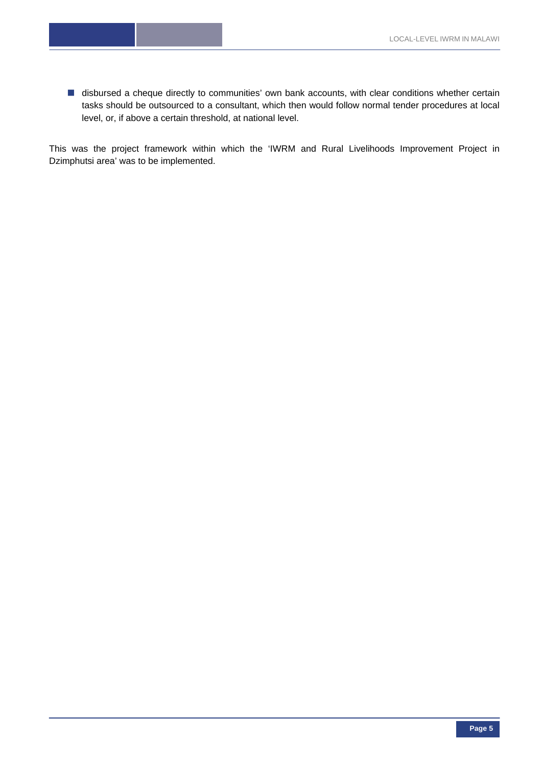- disbursed a cheque directly to communities' own bank accounts, with clear conditions whether certain tasks should be outsourced to a consultant, which then would follow normal tender procedures at local level, or, if above a certain threshold, at national level.

This was the project framework within which the 'IWRM and Rural Livelihoods Improvement Project in Dzimphutsi area' was to be implemented.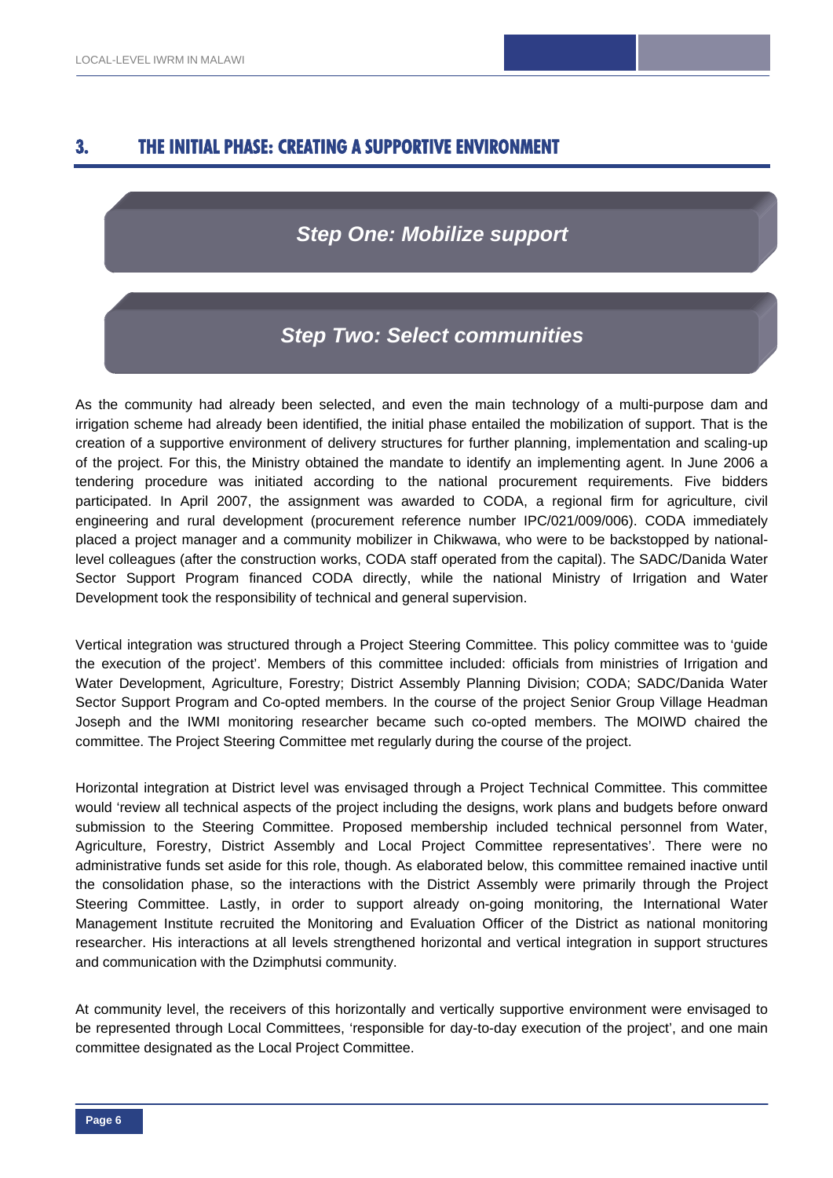## 3. THE INITIAL PHASE: CREATING A SUPPORTIVE ENVIRONMENT

### *Step One: Mobilize support*

### *Step Two: Select communities*

As the community had already been selected, and even the main technology of a multi-purpose dam and irrigation scheme had already been identified, the initial phase entailed the mobilization of support. That is the creation of a supportive environment of delivery structures for further planning, implementation and scaling-up of the project. For this, the Ministry obtained the mandate to identify an implementing agent. In June 2006 a tendering procedure was initiated according to the national procurement requirements. Five bidders participated. In April 2007, the assignment was awarded to CODA, a regional firm for agriculture, civil engineering and rural development (procurement reference number IPC/021/009/006). CODA immediately placed a project manager and a community mobilizer in Chikwawa, who were to be backstopped by national-level colleagues (after the construction works, CODA staff operated from the capital). The SADC/Danida Water Sector Support Program financed CODA directly, while the national Ministry of Irrigation and Water Development took the responsibility of technical and general supervision.

Vertical integration was structured through a Project Steering Committee. This policy committee was to 'guide the execution of the project'. Members of this committee included: officials from ministries of Irrigation and Water Development, Agriculture, Forestry; District Assembly Planning Division; CODA; SADC/Danida Water Sector Support Program and Co-opted members. In the course of the project Senior Group Village Headman Joseph and the IWMI monitoring researcher became such co-opted members. The MOIWD chaired the committee. The Project Steering Committee met regularly during the course of the project.

Horizontal integration at District level was envisaged through a Project Technical Committee. This committee would 'review all technical aspects of the project including the designs, work plans and budgets before onward submission to the Steering Committee. Proposed membership included technical personnel from Water, Agriculture, Forestry, District Assembly and Local Project Committee representatives'. There were no administrative funds set aside for this role, though. As elaborated below, this committee remained inactive until the consolidation phase, so the interactions with the District Assembly were primarily through the Project Steering Committee. Lastly, in order to support already on-going monitoring, the International Water Management Institute recruited the Monitoring and Evaluation Officer of the District as national monitoring researcher. His interactions at all levels strengthened horizontal and vertical integration in support structures and communication with the Dzimphutsi community.

At community level, the receivers of this horizontally and vertically supportive environment were envisaged to be represented through Local Committees, 'responsible for day-to-day execution of the project', and one main committee designated as the Local Project Committee.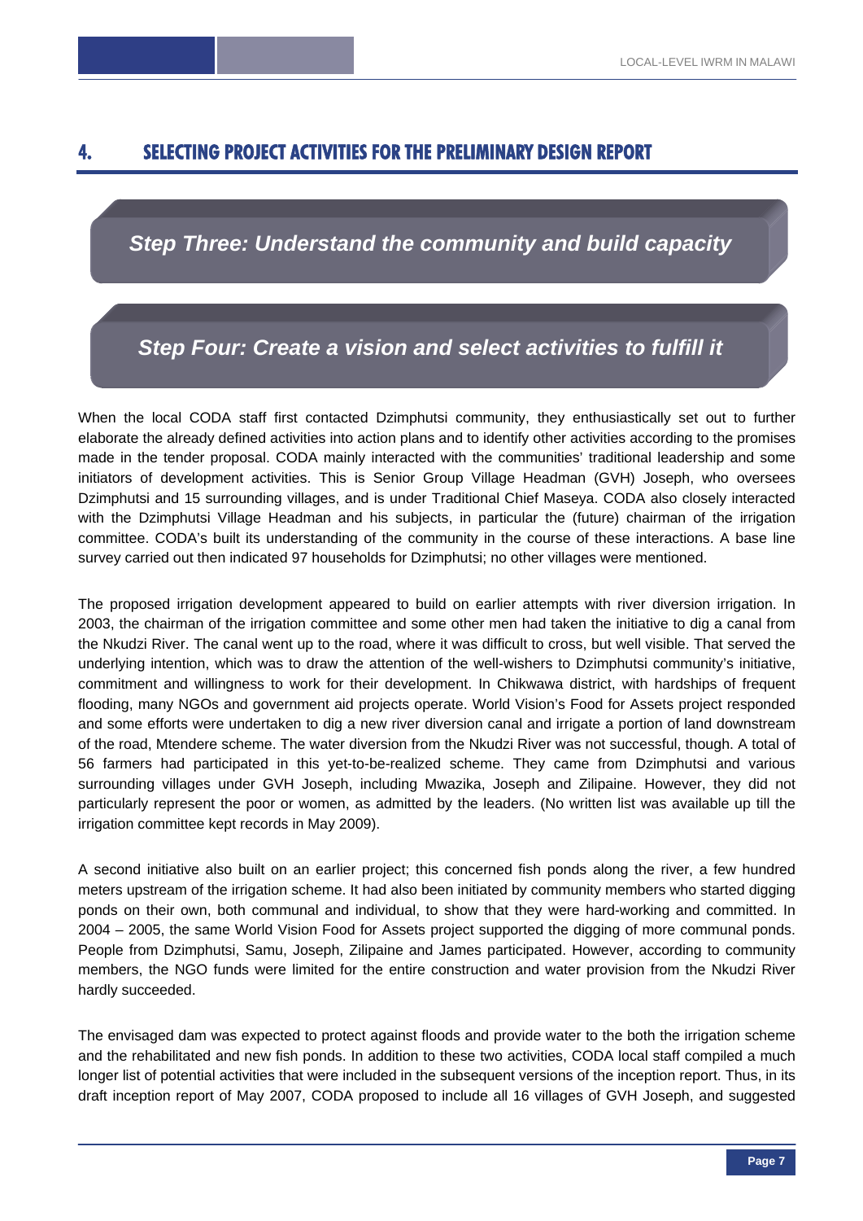# 4. SELECTING PROJECT ACTIVITIES FOR THE PRELIMINARY DESIGN REPORT

## *Step Three: Understand the community and build capacity*

## *Step Four: Create a vision and select activities to fulfill it*

When the local CODA staff first contacted Dzimphutsi community, they enthusiastically set out to further elaborate the already defined activities into action plans and to identify other activities according to the promises made in the tender proposal. CODA mainly interacted with the communities' traditional leadership and some initiators of development activities. This is Senior Group Village Headman (GVH) Joseph, who oversees Dzimphutsi and 15 surrounding villages, and is under Traditional Chief Maseya. CODA also closely interacted with the Dzimphutsi Village Headman and his subjects, in particular the (future) chairman of the irrigation committee. CODA's built its understanding of the community in the course of these interactions. A base line survey carried out then indicated 97 households for Dzimphutsi; no other villages were mentioned.

The proposed irrigation development appeared to build on earlier attempts with river diversion irrigation. In 2003, the chairman of the irrigation committee and some other men had taken the initiative to dig a canal from the Nkudzi River. The canal went up to the road, where it was difficult to cross, but well visible. That served the underlying intention, which was to draw the attention of the well-wishers to Dzimphutsi community's initiative, commitment and willingness to work for their development. In Chikwawa district, with hardships of frequent flooding, many NGOs and government aid projects operate. World Vision's Food for Assets project responded and some efforts were undertaken to dig a new river diversion canal and irrigate a portion of land downstream of the road, Mtendere scheme. The water diversion from the Nkudzi River was not successful, though. A total of 56 farmers had participated in this yet-to-be-realized scheme. They came from Dzimphutsi and various surrounding villages under GVH Joseph, including Mwazika, Joseph and Zilipaine. However, they did not particularly represent the poor or women, as admitted by the leaders. (No written list was available up till the irrigation committee kept records in May 2009).

A second initiative also built on an earlier project; this concerned fish ponds along the river, a few hundred meters upstream of the irrigation scheme. It had also been initiated by community members who started digging ponds on their own, both communal and individual, to show that they were hard-working and committed. In 2004 – 2005, the same World Vision Food for Assets project supported the digging of more communal ponds. People from Dzimphutsi, Samu, Joseph, Zilipaine and James participated. However, according to community members, the NGO funds were limited for the entire construction and water provision from the Nkudzi River hardly succeeded.

The envisaged dam was expected to protect against floods and provide water to the both the irrigation scheme and the rehabilitated and new fish ponds. In addition to these two activities, CODA local staff compiled a much longer list of potential activities that were included in the subsequent versions of the inception report. Thus, in its draft inception report of May 2007, CODA proposed to include all 16 villages of GVH Joseph, and suggested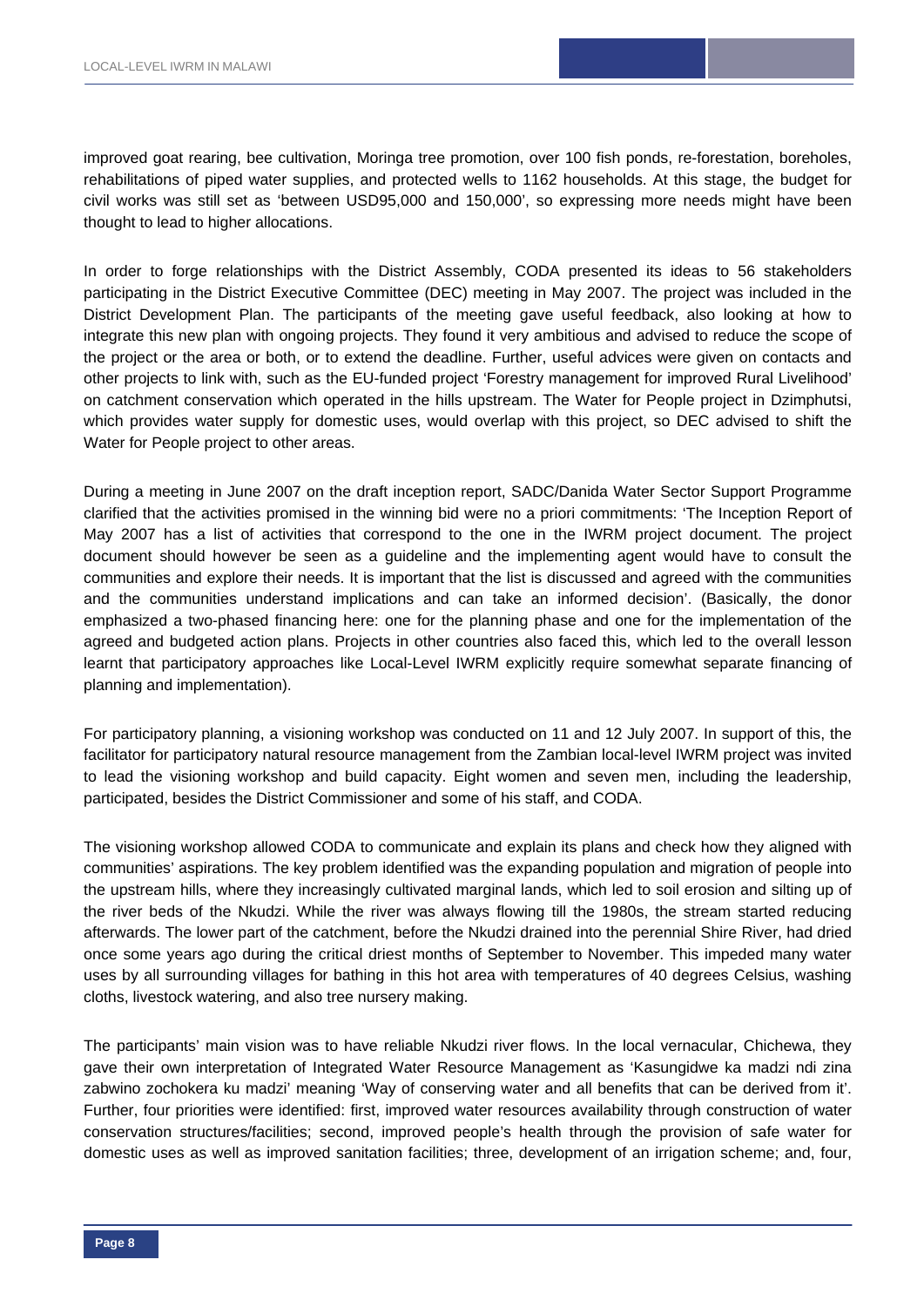improved goat rearing, bee cultivation, Moringa tree promotion, over 100 fish ponds, re-forestation, boreholes, rehabilitations of piped water supplies, and protected wells to 1162 households. At this stage, the budget for civil works was still set as 'between USD95,000 and 150,000', so expressing more needs might have been thought to lead to higher allocations.

In order to forge relationships with the District Assembly, CODA presented its ideas to 56 stakeholders participating in the District Executive Committee (DEC) meeting in May 2007. The project was included in the District Development Plan. The participants of the meeting gave useful feedback, also looking at how to integrate this new plan with ongoing projects. They found it very ambitious and advised to reduce the scope of the project or the area or both, or to extend the deadline. Further, useful advices were given on contacts and other projects to link with, such as the EU-funded project 'Forestry management for improved Rural Livelihood' on catchment conservation which operated in the hills upstream. The Water for People project in Dzimphutsi, which provides water supply for domestic uses, would overlap with this project, so DEC advised to shift the Water for People project to other areas.

During a meeting in June 2007 on the draft inception report, SADC/Danida Water Sector Support Programme clarified that the activities promised in the winning bid were no a priori commitments: 'The Inception Report of May 2007 has a list of activities that correspond to the one in the IWRM project document. The project document should however be seen as a guideline and the implementing agent would have to consult the communities and explore their needs. It is important that the list is discussed and agreed with the communities and the communities understand implications and can take an informed decision'. (Basically, the donor emphasized a two-phased financing here: one for the planning phase and one for the implementation of the agreed and budgeted action plans. Projects in other countries also faced this, which led to the overall lesson learnt that participatory approaches like Local-Level IWRM explicitly require somewhat separate financing of planning and implementation).

For participatory planning, a visioning workshop was conducted on 11 and 12 July 2007. In support of this, the facilitator for participatory natural resource management from the Zambian local-level IWRM project was invited to lead the visioning workshop and build capacity. Eight women and seven men, including the leadership, participated, besides the District Commissioner and some of his staff, and CODA.

The visioning workshop allowed CODA to communicate and explain its plans and check how they aligned with communities' aspirations. The key problem identified was the expanding population and migration of people into the upstream hills, where they increasingly cultivated marginal lands, which led to soil erosion and silting up of the river beds of the Nkudzi. While the river was always flowing till the 1980s, the stream started reducing afterwards. The lower part of the catchment, before the Nkudzi drained into the perennial Shire River, had dried once some years ago during the critical driest months of September to November. This impeded many water uses by all surrounding villages for bathing in this hot area with temperatures of 40 degrees Celsius, washing cloths, livestock watering, and also tree nursery making.

The participants' main vision was to have reliable Nkudzi river flows. In the local vernacular, Chichewa, they gave their own interpretation of Integrated Water Resource Management as 'Kasungidwe ka madzi ndi zina zabwino zochokera ku madzi' meaning 'Way of conserving water and all benefits that can be derived from it'. Further, four priorities were identified: first, improved water resources availability through construction of water conservation structures/facilities; second, improved people's health through the provision of safe water for domestic uses as well as improved sanitation facilities; three, development of an irrigation scheme; and, four,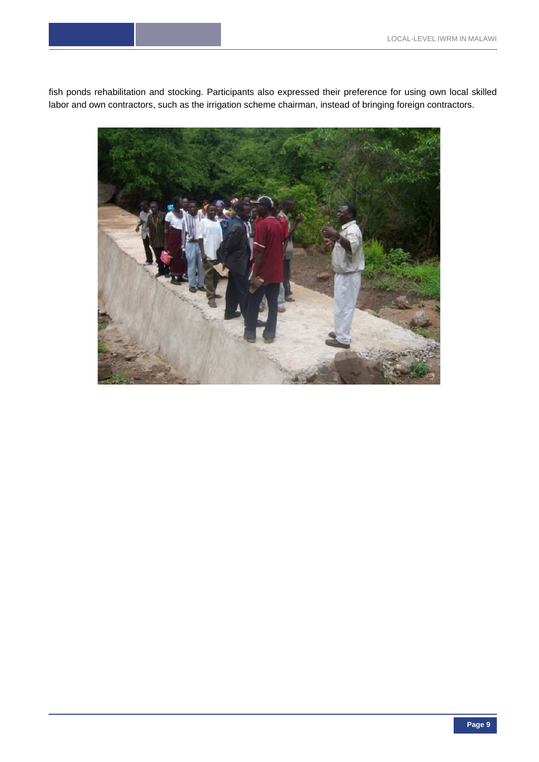fish ponds rehabilitation and stocking. Participants also expressed their preference for using own local skilled labor and own contractors, such as the irrigation scheme chairman, instead of bringing foreign contractors.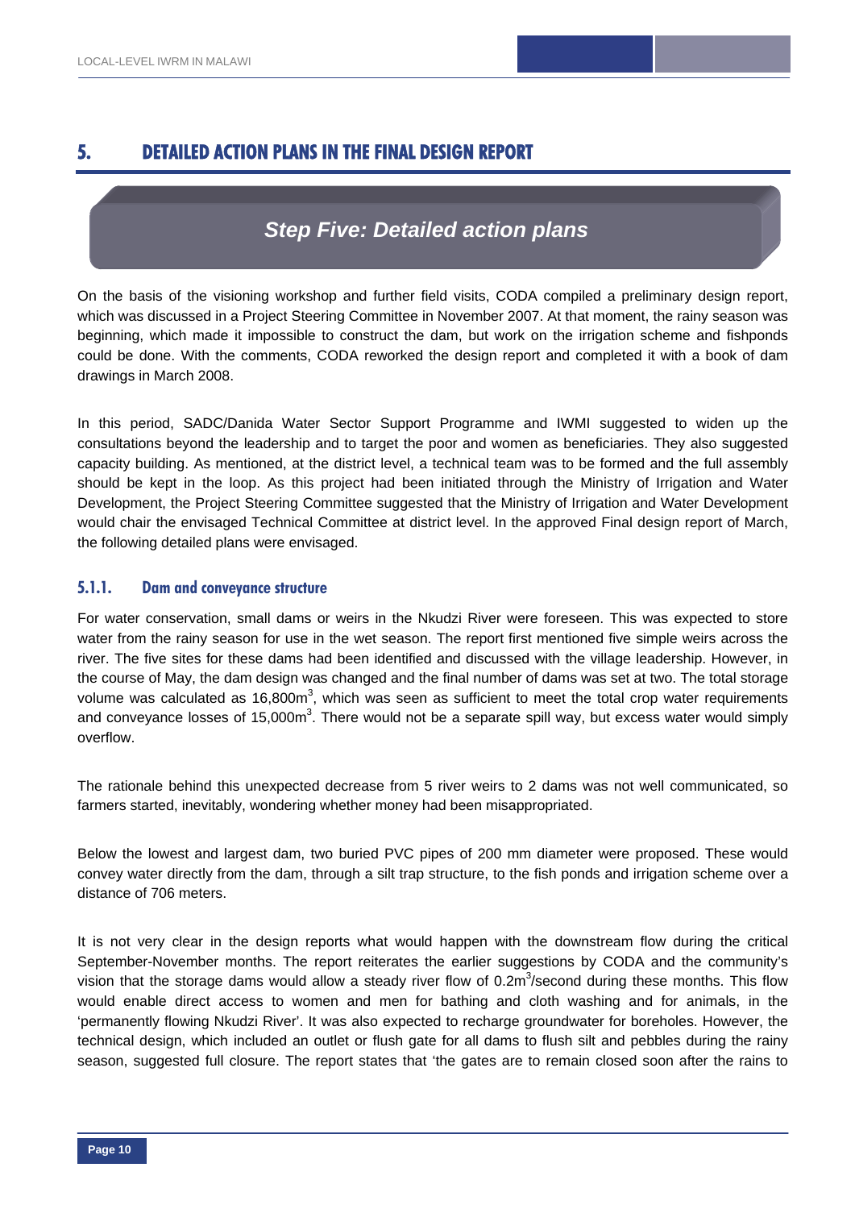# 5. DETAILED ACTION PLANS IN THE FINAL DESIGN REPORT

## *Step Five: Detailed action plans*

On the basis of the visioning workshop and further field visits, CODA compiled a preliminary design report, which was discussed in a Project Steering Committee in November 2007. At that moment, the rainy season was beginning, which made it impossible to construct the dam, but work on the irrigation scheme and fishponds could be done. With the comments, CODA reworked the design report and completed it with a book of dam drawings in March 2008.

In this period, SADC/Danida Water Sector Support Programme and IWMI suggested to widen up the consultations beyond the leadership and to target the poor and women as beneficiaries. They also suggested capacity building. As mentioned, at the district level, a technical team was to be formed and the full assembly should be kept in the loop. As this project had been initiated through the Ministry of Irrigation and Water Development, the Project Steering Committee suggested that the Ministry of Irrigation and Water Development would chair the envisaged Technical Committee at district level. In the approved Final design report of March, the following detailed plans were envisaged.

### 5.1.1. Dam and conveyance structure

For water conservation, small dams or weirs in the Nkudzi River were foreseen. This was expected to store water from the rainy season for use in the wet season. The report first mentioned five simple weirs across the river. The five sites for these dams had been identified and discussed with the village leadership. However, in the course of May, the dam design was changed and the final number of dams was set at two. The total storage volume was calculated as 16,800m$^3$, which was seen as sufficient to meet the total crop water requirements and conveyance losses of 15,000m$^3$. There would not be a separate spill way, but excess water would simply overflow.

The rationale behind this unexpected decrease from 5 river weirs to 2 dams was not well communicated, so farmers started, inevitably, wondering whether money had been misappropriated.

Below the lowest and largest dam, two buried PVC pipes of 200 mm diameter were proposed. These would convey water directly from the dam, through a silt trap structure, to the fish ponds and irrigation scheme over a distance of 706 meters.

It is not very clear in the design reports what would happen with the downstream flow during the critical September-November months. The report reiterates the earlier suggestions by CODA and the community's vision that the storage dams would allow a steady river flow of 0.2m$^3$/second during these months. This flow would enable direct access to women and men for bathing and cloth washing and for animals, in the 'permanently flowing Nkudzi River'. It was also expected to recharge groundwater for boreholes. However, the technical design, which included an outlet or flush gate for all dams to flush silt and pebbles during the rainy season, suggested full closure. The report states that 'the gates are to remain closed soon after the rains to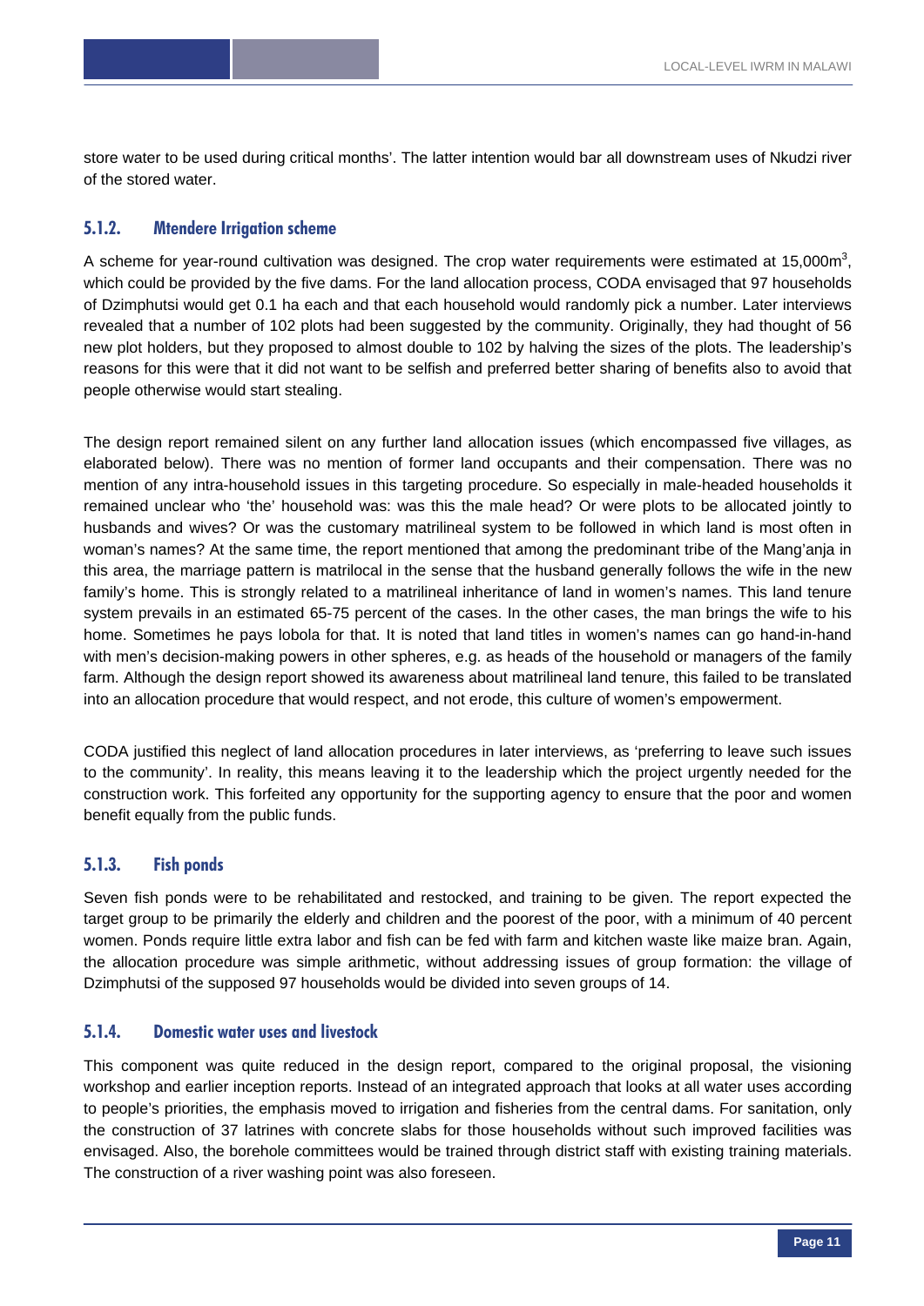store water to be used during critical months'. The latter intention would bar all downstream uses of Nkudzi river of the stored water.

### 5.1.2. Mtendere Irrigation scheme

A scheme for year-round cultivation was designed. The crop water requirements were estimated at 15,000m$^3$, which could be provided by the five dams. For the land allocation process, CODA envisaged that 97 households of Dzimphutsi would get 0.1 ha each and that each household would randomly pick a number. Later interviews revealed that a number of 102 plots had been suggested by the community. Originally, they had thought of 56 new plot holders, but they proposed to almost double to 102 by halving the sizes of the plots. The leadership's reasons for this were that it did not want to be selfish and preferred better sharing of benefits also to avoid that people otherwise would start stealing.

The design report remained silent on any further land allocation issues (which encompassed five villages, as elaborated below). There was no mention of former land occupants and their compensation. There was no mention of any intra-household issues in this targeting procedure. So especially in male-headed households it remained unclear who 'the' household was: was this the male head? Or were plots to be allocated jointly to husbands and wives? Or was the customary matrilineal system to be followed in which land is most often in woman's names? At the same time, the report mentioned that among the predominant tribe of the Mang'anja in this area, the marriage pattern is matrilocal in the sense that the husband generally follows the wife in the new family's home. This is strongly related to a matrilineal inheritance of land in women's names. This land tenure system prevails in an estimated 65-75 percent of the cases. In the other cases, the man brings the wife to his home. Sometimes he pays lobola for that. It is noted that land titles in women's names can go hand-in-hand with men's decision-making powers in other spheres, e.g. as heads of the household or managers of the family farm. Although the design report showed its awareness about matrilineal land tenure, this failed to be translated into an allocation procedure that would respect, and not erode, this culture of women's empowerment.

CODA justified this neglect of land allocation procedures in later interviews, as 'preferring to leave such issues to the community'. In reality, this means leaving it to the leadership which the project urgently needed for the construction work. This forfeited any opportunity for the supporting agency to ensure that the poor and women benefit equally from the public funds.

### 5.1.3. Fish ponds

Seven fish ponds were to be rehabilitated and restocked, and training to be given. The report expected the target group to be primarily the elderly and children and the poorest of the poor, with a minimum of 40 percent women. Ponds require little extra labor and fish can be fed with farm and kitchen waste like maize bran. Again, the allocation procedure was simple arithmetic, without addressing issues of group formation: the village of Dzimphutsi of the supposed 97 households would be divided into seven groups of 14.

### 5.1.4. Domestic water uses and livestock

This component was quite reduced in the design report, compared to the original proposal, the visioning workshop and earlier inception reports. Instead of an integrated approach that looks at all water uses according to people's priorities, the emphasis moved to irrigation and fisheries from the central dams. For sanitation, only the construction of 37 latrines with concrete slabs for those households without such improved facilities was envisaged. Also, the borehole committees would be trained through district staff with existing training materials. The construction of a river washing point was also foreseen.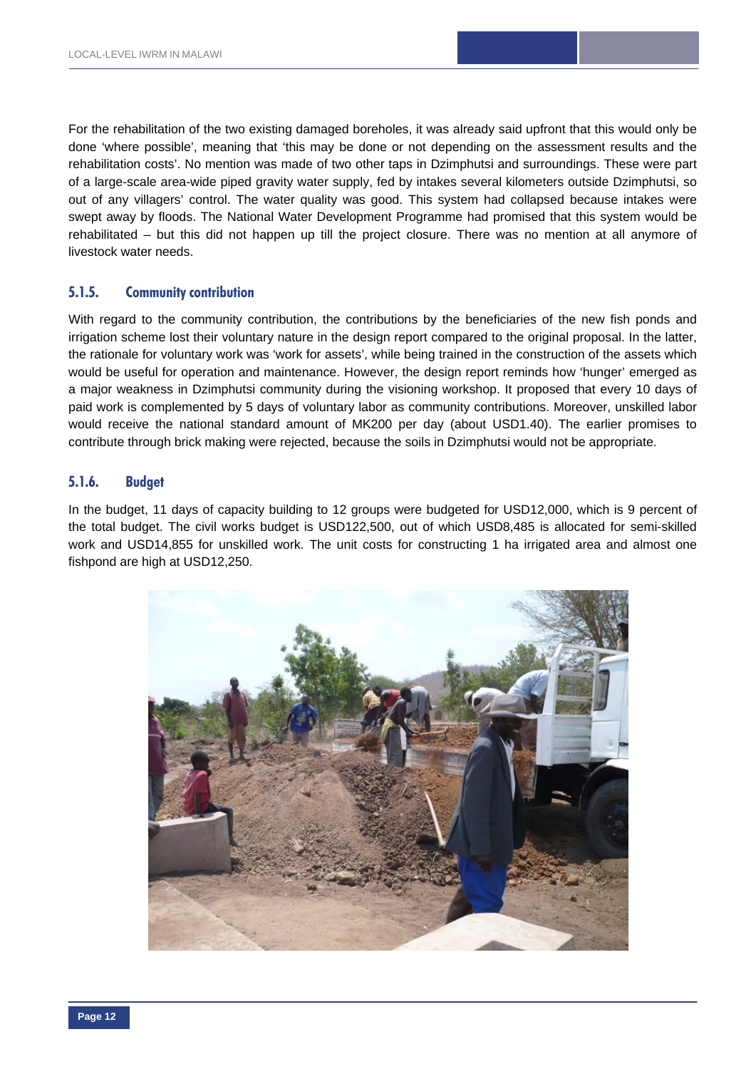For the rehabilitation of the two existing damaged boreholes, it was already said upfront that this would only be done 'where possible', meaning that 'this may be done or not depending on the assessment results and the rehabilitation costs'. No mention was made of two other taps in Dzimphutsi and surroundings. These were part of a large-scale area-wide piped gravity water supply, fed by intakes several kilometers outside Dzimphutsi, so out of any villagers' control. The water quality was good. This system had collapsed because intakes were swept away by floods. The National Water Development Programme had promised that this system would be rehabilitated – but this did not happen up till the project closure. There was no mention at all anymore of livestock water needs.

### 5.1.5. Community contribution

With regard to the community contribution, the contributions by the beneficiaries of the new fish ponds and irrigation scheme lost their voluntary nature in the design report compared to the original proposal. In the latter, the rationale for voluntary work was 'work for assets', while being trained in the construction of the assets which would be useful for operation and maintenance. However, the design report reminds how 'hunger' emerged as a major weakness in Dzimphutsi community during the visioning workshop. It proposed that every 10 days of paid work is complemented by 5 days of voluntary labor as community contributions. Moreover, unskilled labor would receive the national standard amount of MK200 per day (about USD1.40). The earlier promises to contribute through brick making were rejected, because the soils in Dzimphutsi would not be appropriate.

### 5.1.6. Budget

In the budget, 11 days of capacity building to 12 groups were budgeted for USD12,000, which is 9 percent of the total budget. The civil works budget is USD122,500, out of which USD8,485 is allocated for semi-skilled work and USD14,855 for unskilled work. The unit costs for constructing 1 ha irrigated area and almost one fishpond are high at USD12,250.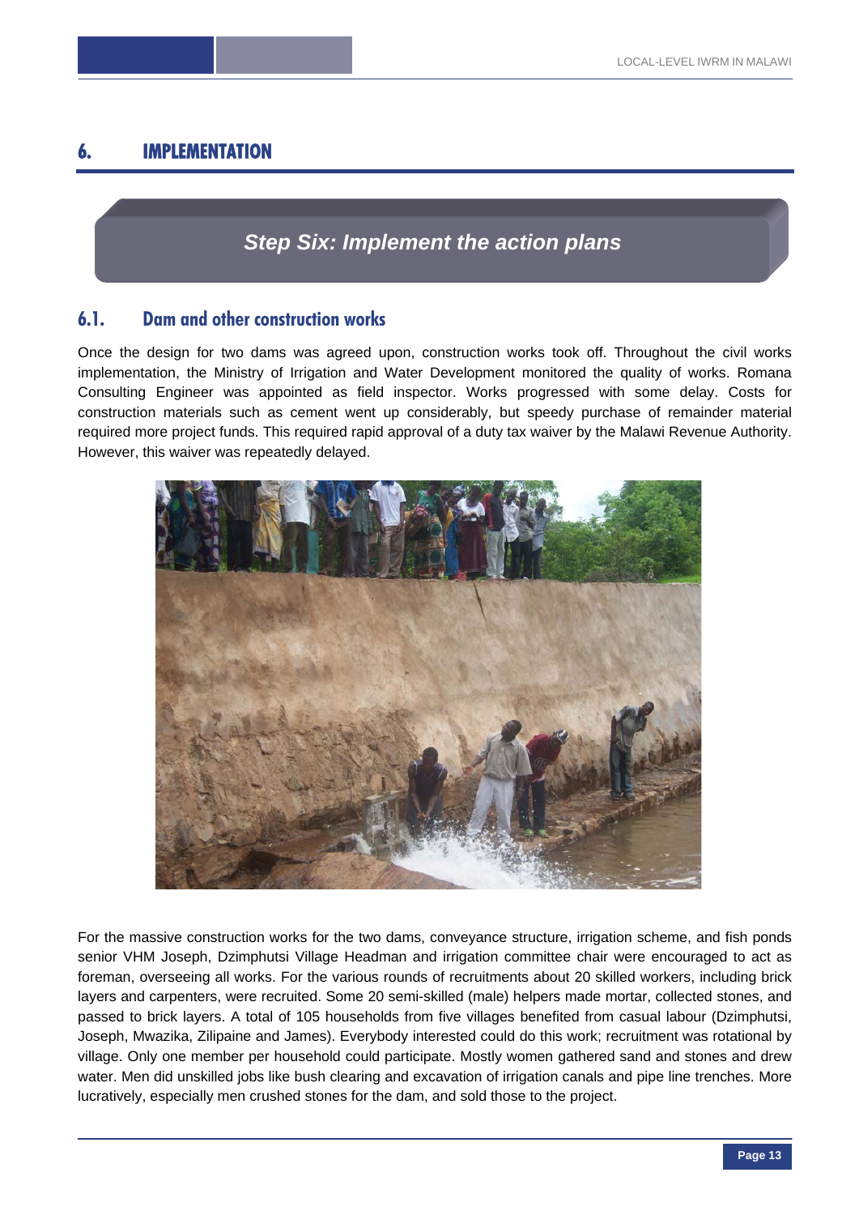# 6. IMPLEMENTATION

## Step Six: Implement the action plans

### 6.1. Dam and other construction works

Once the design for two dams was agreed upon, construction works took off. Throughout the civil works implementation, the Ministry of Irrigation and Water Development monitored the quality of works. Romana Consulting Engineer was appointed as field inspector. Works progressed with some delay. Costs for construction materials such as cement went up considerably, but speedy purchase of remainder material required more project funds. This required rapid approval of a duty tax waiver by the Malawi Revenue Authority. However, this waiver was repeatedly delayed.

For the massive construction works for the two dams, conveyance structure, irrigation scheme, and fish ponds senior VHM Joseph, Dzimphutsi Village Headman and irrigation committee chair were encouraged to act as foreman, overseeing all works. For the various rounds of recruitments about 20 skilled workers, including brick layers and carpenters, were recruited. Some 20 semi-skilled (male) helpers made mortar, collected stones, and passed to brick layers. A total of 105 households from five villages benefited from casual labour (Dzimphutsi, Joseph, Mwazika, Zilipaine and James). Everybody interested could do this work; recruitment was rotational by village. Only one member per household could participate. Mostly women gathered sand and stones and drew water. Men did unskilled jobs like bush clearing and excavation of irrigation canals and pipe line trenches. More lucratively, especially men crushed stones for the dam, and sold those to the project.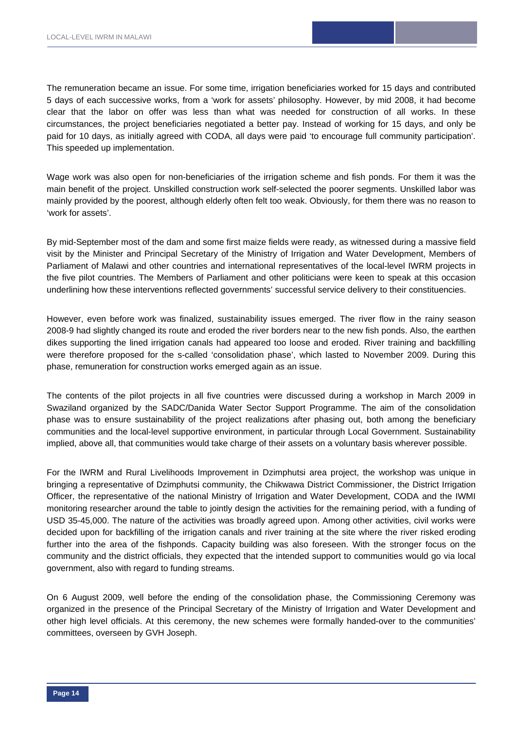The remuneration became an issue. For some time, irrigation beneficiaries worked for 15 days and contributed 5 days of each successive works, from a 'work for assets' philosophy. However, by mid 2008, it had become clear that the labor on offer was less than what was needed for construction of all works. In these circumstances, the project beneficiaries negotiated a better pay. Instead of working for 15 days, and only be paid for 10 days, as initially agreed with CODA, all days were paid 'to encourage full community participation'. This speeded up implementation.

Wage work was also open for non-beneficiaries of the irrigation scheme and fish ponds. For them it was the main benefit of the project. Unskilled construction work self-selected the poorer segments. Unskilled labor was mainly provided by the poorest, although elderly often felt too weak. Obviously, for them there was no reason to 'work for assets'.

By mid-September most of the dam and some first maize fields were ready, as witnessed during a massive field visit by the Minister and Principal Secretary of the Ministry of Irrigation and Water Development, Members of Parliament of Malawi and other countries and international representatives of the local-level IWRM projects in the five pilot countries. The Members of Parliament and other politicians were keen to speak at this occasion underlining how these interventions reflected governments' successful service delivery to their constituencies.

However, even before work was finalized, sustainability issues emerged. The river flow in the rainy season 2008-9 had slightly changed its route and eroded the river borders near to the new fish ponds. Also, the earthen dikes supporting the lined irrigation canals had appeared too loose and eroded. River training and backfilling were therefore proposed for the s-called 'consolidation phase', which lasted to November 2009. During this phase, remuneration for construction works emerged again as an issue.

The contents of the pilot projects in all five countries were discussed during a workshop in March 2009 in Swaziland organized by the SADC/Danida Water Sector Support Programme. The aim of the consolidation phase was to ensure sustainability of the project realizations after phasing out, both among the beneficiary communities and the local-level supportive environment, in particular through Local Government. Sustainability implied, above all, that communities would take charge of their assets on a voluntary basis wherever possible.

For the IWRM and Rural Livelihoods Improvement in Dzimphutsi area project, the workshop was unique in bringing a representative of Dzimphutsi community, the Chikwawa District Commissioner, the District Irrigation Officer, the representative of the national Ministry of Irrigation and Water Development, CODA and the IWMI monitoring researcher around the table to jointly design the activities for the remaining period, with a funding of USD 35-45,000. The nature of the activities was broadly agreed upon. Among other activities, civil works were decided upon for backfilling of the irrigation canals and river training at the site where the river risked eroding further into the area of the fishponds. Capacity building was also foreseen. With the stronger focus on the community and the district officials, they expected that the intended support to communities would go via local government, also with regard to funding streams.

On 6 August 2009, well before the ending of the consolidation phase, the Commissioning Ceremony was organized in the presence of the Principal Secretary of the Ministry of Irrigation and Water Development and other high level officials. At this ceremony, the new schemes were formally handed-over to the communities' committees, overseen by GVH Joseph.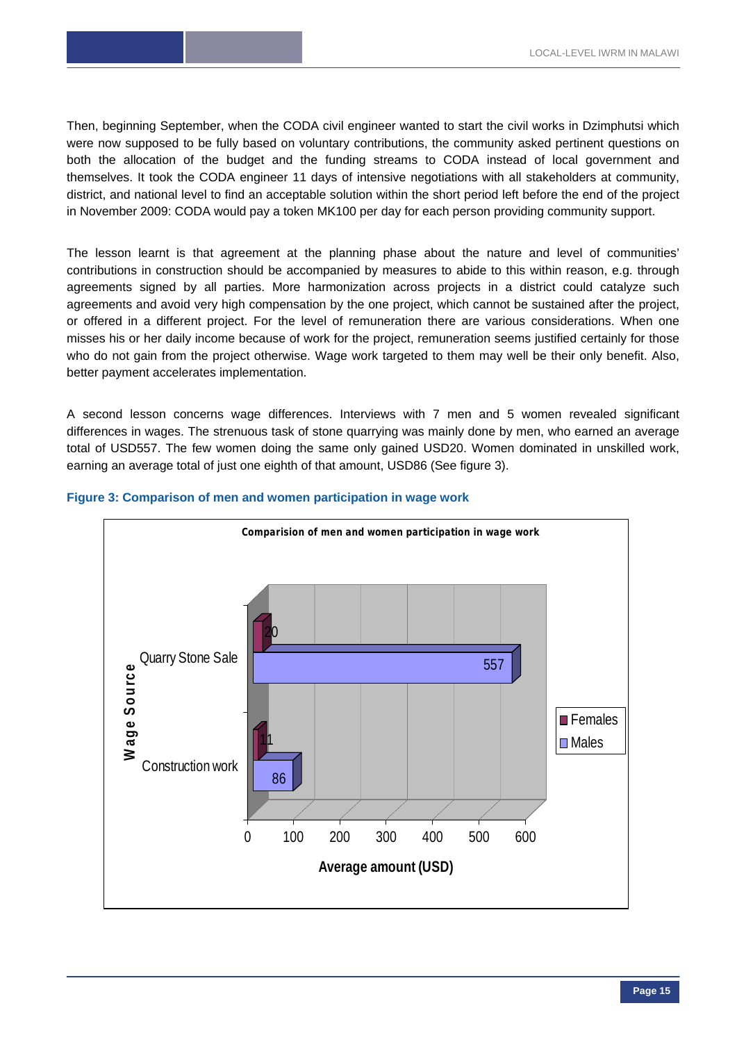Then, beginning September, when the CODA civil engineer wanted to start the civil works in Dzimphutsi which were now supposed to be fully based on voluntary contributions, the community asked pertinent questions on both the allocation of the budget and the funding streams to CODA instead of local government and themselves. It took the CODA engineer 11 days of intensive negotiations with all stakeholders at community, district, and national level to find an acceptable solution within the short period left before the end of the project in November 2009: CODA would pay a token MK100 per day for each person providing community support.

The lesson learnt is that agreement at the planning phase about the nature and level of communities' contributions in construction should be accompanied by measures to abide to this within reason, e.g. through agreements signed by all parties. More harmonization across projects in a district could catalyze such agreements and avoid very high compensation by the one project, which cannot be sustained after the project, or offered in a different project. For the level of remuneration there are various considerations. When one misses his or her daily income because of work for the project, remuneration seems justified certainly for those who do not gain from the project otherwise. Wage work targeted to them may well be their only benefit. Also, better payment accelerates implementation.

A second lesson concerns wage differences. Interviews with 7 men and 5 women revealed significant differences in wages. The strenuous task of stone quarrying was mainly done by men, who earned an average total of USD557. The few women doing the same only gained USD20. Women dominated in unskilled work, earning an average total of just one eighth of that amount, USD86 (See figure 3).

**Figure 3: Comparison of men and women participation in wage work**

Comparision of men and women participation in wage work

| Wage Source | Females | Males |
|---|---|---|
| Quarry Stone Sale | 20 | 557 |
| Construction work | 11 | 86 |

Average amount (USD)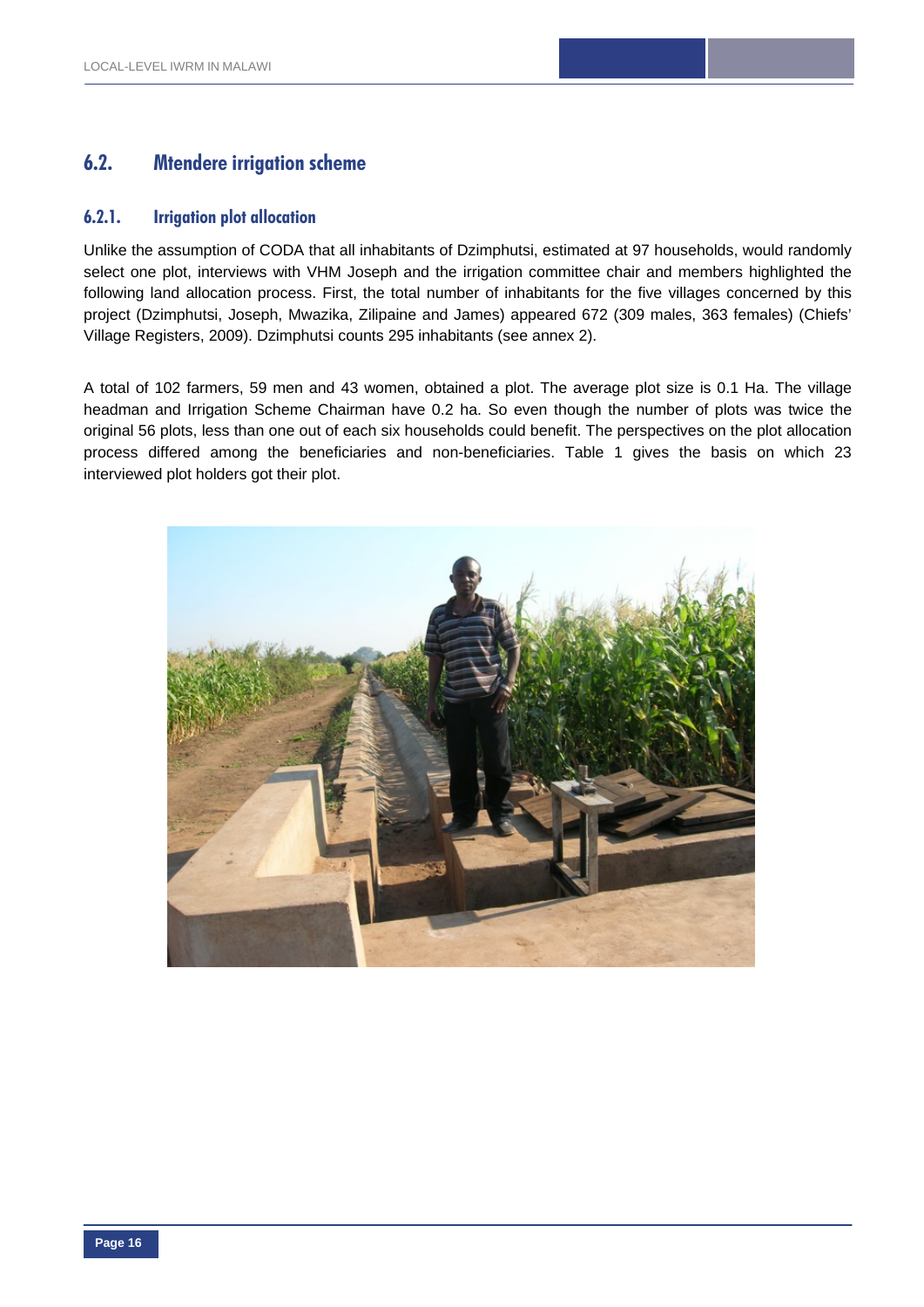## 6.2. Mtendere irrigation scheme

### 6.2.1. Irrigation plot allocation

Unlike the assumption of CODA that all inhabitants of Dzimphutsi, estimated at 97 households, would randomly select one plot, interviews with VHM Joseph and the irrigation committee chair and members highlighted the following land allocation process. First, the total number of inhabitants for the five villages concerned by this project (Dzimphutsi, Joseph, Mwazika, Zilipaine and James) appeared 672 (309 males, 363 females) (Chiefs' Village Registers, 2009). Dzimphutsi counts 295 inhabitants (see annex 2).

A total of 102 farmers, 59 men and 43 women, obtained a plot. The average plot size is 0.1 Ha. The village headman and Irrigation Scheme Chairman have 0.2 ha. So even though the number of plots was twice the original 56 plots, less than one out of each six households could benefit. The perspectives on the plot allocation process differed among the beneficiaries and non-beneficiaries. Table 1 gives the basis on which 23 interviewed plot holders got their plot.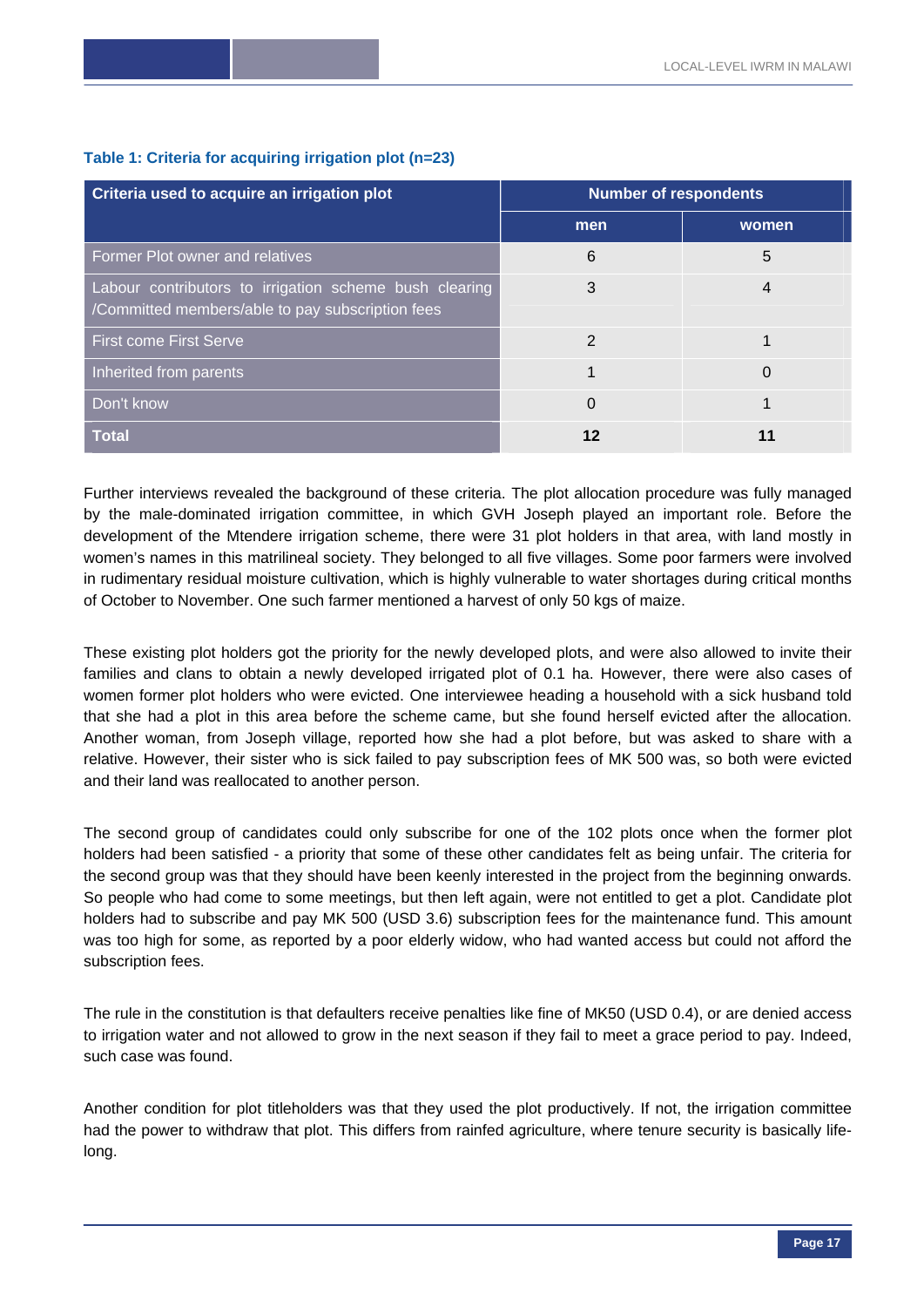**Table 1: Criteria for acquiring irrigation plot (n=23)**

| Criteria used to acquire an irrigation plot | Number of respondents | |
|---|---|---|
| | men | women |
| Former Plot owner and relatives | 6 | 5 |
| Labour contributors to irrigation scheme bush clearing /Committed members/able to pay subscription fees | 3 | 4 |
| First come First Serve | 2 | 1 |
| Inherited from parents | 1 | 0 |
| Don't know | 0 | 1 |
| **Total** | **12** | **11** |

Further interviews revealed the background of these criteria. The plot allocation procedure was fully managed by the male-dominated irrigation committee, in which GVH Joseph played an important role. Before the development of the Mtendere irrigation scheme, there were 31 plot holders in that area, with land mostly in women's names in this matrilineal society. They belonged to all five villages. Some poor farmers were involved in rudimentary residual moisture cultivation, which is highly vulnerable to water shortages during critical months of October to November. One such farmer mentioned a harvest of only 50 kgs of maize.

These existing plot holders got the priority for the newly developed plots, and were also allowed to invite their families and clans to obtain a newly developed irrigated plot of 0.1 ha. However, there were also cases of women former plot holders who were evicted. One interviewee heading a household with a sick husband told that she had a plot in this area before the scheme came, but she found herself evicted after the allocation. Another woman, from Joseph village, reported how she had a plot before, but was asked to share with a relative. However, their sister who is sick failed to pay subscription fees of MK 500 was, so both were evicted and their land was reallocated to another person.

The second group of candidates could only subscribe for one of the 102 plots once when the former plot holders had been satisfied - a priority that some of these other candidates felt as being unfair. The criteria for the second group was that they should have been keenly interested in the project from the beginning onwards. So people who had come to some meetings, but then left again, were not entitled to get a plot. Candidate plot holders had to subscribe and pay MK 500 (USD 3.6) subscription fees for the maintenance fund. This amount was too high for some, as reported by a poor elderly widow, who had wanted access but could not afford the subscription fees.

The rule in the constitution is that defaulters receive penalties like fine of MK50 (USD 0.4), or are denied access to irrigation water and not allowed to grow in the next season if they fail to meet a grace period to pay. Indeed, such case was found.

Another condition for plot titleholders was that they used the plot productively. If not, the irrigation committee had the power to withdraw that plot. This differs from rainfed agriculture, where tenure security is basically life-long.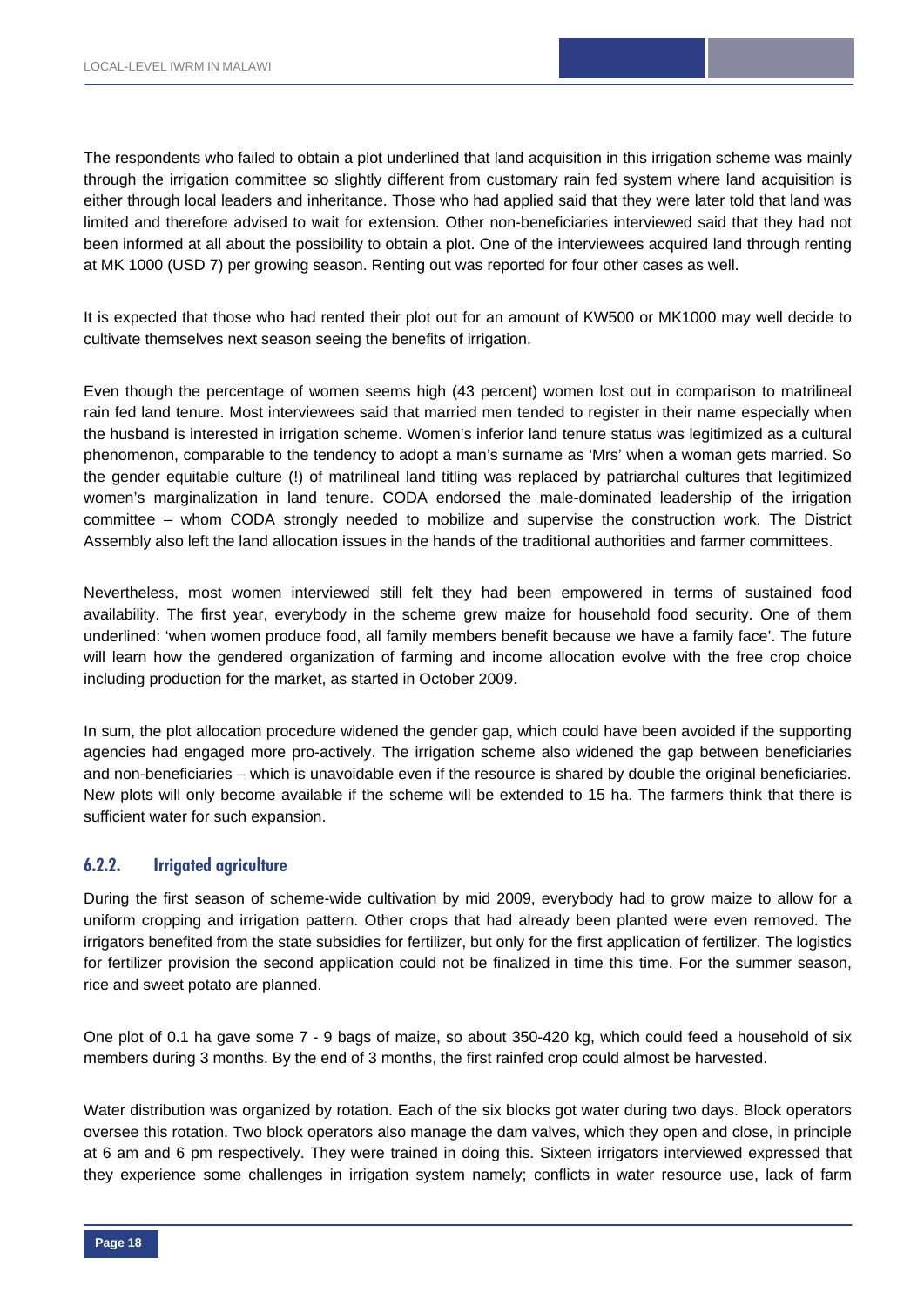The respondents who failed to obtain a plot underlined that land acquisition in this irrigation scheme was mainly through the irrigation committee so slightly different from customary rain fed system where land acquisition is either through local leaders and inheritance. Those who had applied said that they were later told that land was limited and therefore advised to wait for extension. Other non-beneficiaries interviewed said that they had not been informed at all about the possibility to obtain a plot. One of the interviewees acquired land through renting at MK 1000 (USD 7) per growing season. Renting out was reported for four other cases as well.

It is expected that those who had rented their plot out for an amount of KW500 or MK1000 may well decide to cultivate themselves next season seeing the benefits of irrigation.

Even though the percentage of women seems high (43 percent) women lost out in comparison to matrilineal rain fed land tenure. Most interviewees said that married men tended to register in their name especially when the husband is interested in irrigation scheme. Women's inferior land tenure status was legitimized as a cultural phenomenon, comparable to the tendency to adopt a man's surname as 'Mrs' when a woman gets married. So the gender equitable culture (!) of matrilineal land titling was replaced by patriarchal cultures that legitimized women's marginalization in land tenure. CODA endorsed the male-dominated leadership of the irrigation committee – whom CODA strongly needed to mobilize and supervise the construction work. The District Assembly also left the land allocation issues in the hands of the traditional authorities and farmer committees.

Nevertheless, most women interviewed still felt they had been empowered in terms of sustained food availability. The first year, everybody in the scheme grew maize for household food security. One of them underlined: 'when women produce food, all family members benefit because we have a family face'. The future will learn how the gendered organization of farming and income allocation evolve with the free crop choice including production for the market, as started in October 2009.

In sum, the plot allocation procedure widened the gender gap, which could have been avoided if the supporting agencies had engaged more pro-actively. The irrigation scheme also widened the gap between beneficiaries and non-beneficiaries – which is unavoidable even if the resource is shared by double the original beneficiaries. New plots will only become available if the scheme will be extended to 15 ha. The farmers think that there is sufficient water for such expansion.

### 6.2.2. Irrigated agriculture

During the first season of scheme-wide cultivation by mid 2009, everybody had to grow maize to allow for a uniform cropping and irrigation pattern. Other crops that had already been planted were even removed. The irrigators benefited from the state subsidies for fertilizer, but only for the first application of fertilizer. The logistics for fertilizer provision the second application could not be finalized in time this time. For the summer season, rice and sweet potato are planned.

One plot of 0.1 ha gave some 7 - 9 bags of maize, so about 350-420 kg, which could feed a household of six members during 3 months. By the end of 3 months, the first rainfed crop could almost be harvested.

Water distribution was organized by rotation. Each of the six blocks got water during two days. Block operators oversee this rotation. Two block operators also manage the dam valves, which they open and close, in principle at 6 am and 6 pm respectively. They were trained in doing this. Sixteen irrigators interviewed expressed that they experience some challenges in irrigation system namely; conflicts in water resource use, lack of farm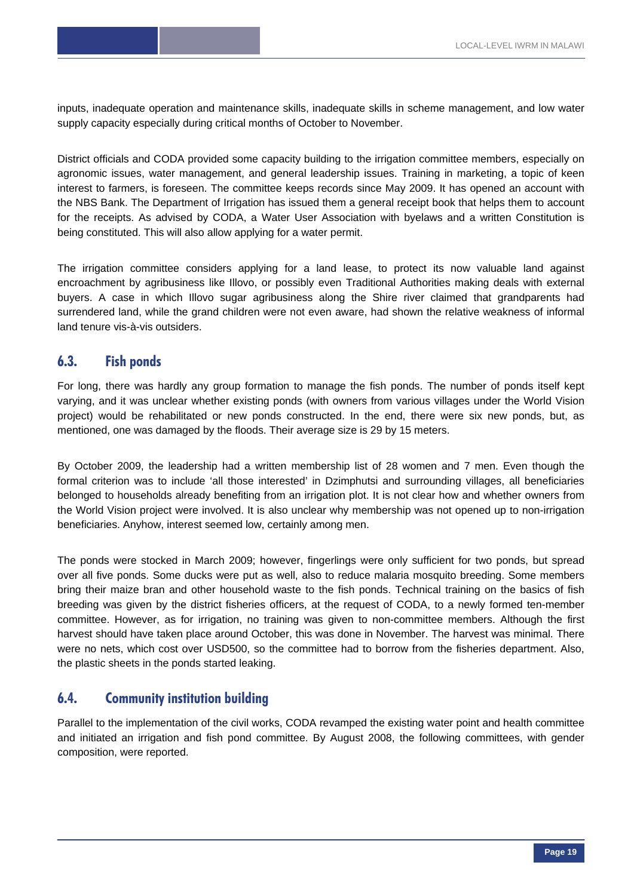inputs, inadequate operation and maintenance skills, inadequate skills in scheme management, and low water supply capacity especially during critical months of October to November.

District officials and CODA provided some capacity building to the irrigation committee members, especially on agronomic issues, water management, and general leadership issues. Training in marketing, a topic of keen interest to farmers, is foreseen. The committee keeps records since May 2009. It has opened an account with the NBS Bank. The Department of Irrigation has issued them a general receipt book that helps them to account for the receipts. As advised by CODA, a Water User Association with byelaws and a written Constitution is being constituted. This will also allow applying for a water permit.

The irrigation committee considers applying for a land lease, to protect its now valuable land against encroachment by agribusiness like Illovo, or possibly even Traditional Authorities making deals with external buyers. A case in which Illovo sugar agribusiness along the Shire river claimed that grandparents had surrendered land, while the grand children were not even aware, had shown the relative weakness of informal land tenure vis-à-vis outsiders.

## 6.3. Fish ponds

For long, there was hardly any group formation to manage the fish ponds. The number of ponds itself kept varying, and it was unclear whether existing ponds (with owners from various villages under the World Vision project) would be rehabilitated or new ponds constructed. In the end, there were six new ponds, but, as mentioned, one was damaged by the floods. Their average size is 29 by 15 meters.

By October 2009, the leadership had a written membership list of 28 women and 7 men. Even though the formal criterion was to include 'all those interested' in Dzimphutsi and surrounding villages, all beneficiaries belonged to households already benefiting from an irrigation plot. It is not clear how and whether owners from the World Vision project were involved. It is also unclear why membership was not opened up to non-irrigation beneficiaries. Anyhow, interest seemed low, certainly among men.

The ponds were stocked in March 2009; however, fingerlings were only sufficient for two ponds, but spread over all five ponds. Some ducks were put as well, also to reduce malaria mosquito breeding. Some members bring their maize bran and other household waste to the fish ponds. Technical training on the basics of fish breeding was given by the district fisheries officers, at the request of CODA, to a newly formed ten-member committee. However, as for irrigation, no training was given to non-committee members. Although the first harvest should have taken place around October, this was done in November. The harvest was minimal. There were no nets, which cost over USD500, so the committee had to borrow from the fisheries department. Also, the plastic sheets in the ponds started leaking.

## 6.4. Community institution building

Parallel to the implementation of the civil works, CODA revamped the existing water point and health committee and initiated an irrigation and fish pond committee. By August 2008, the following committees, with gender composition, were reported.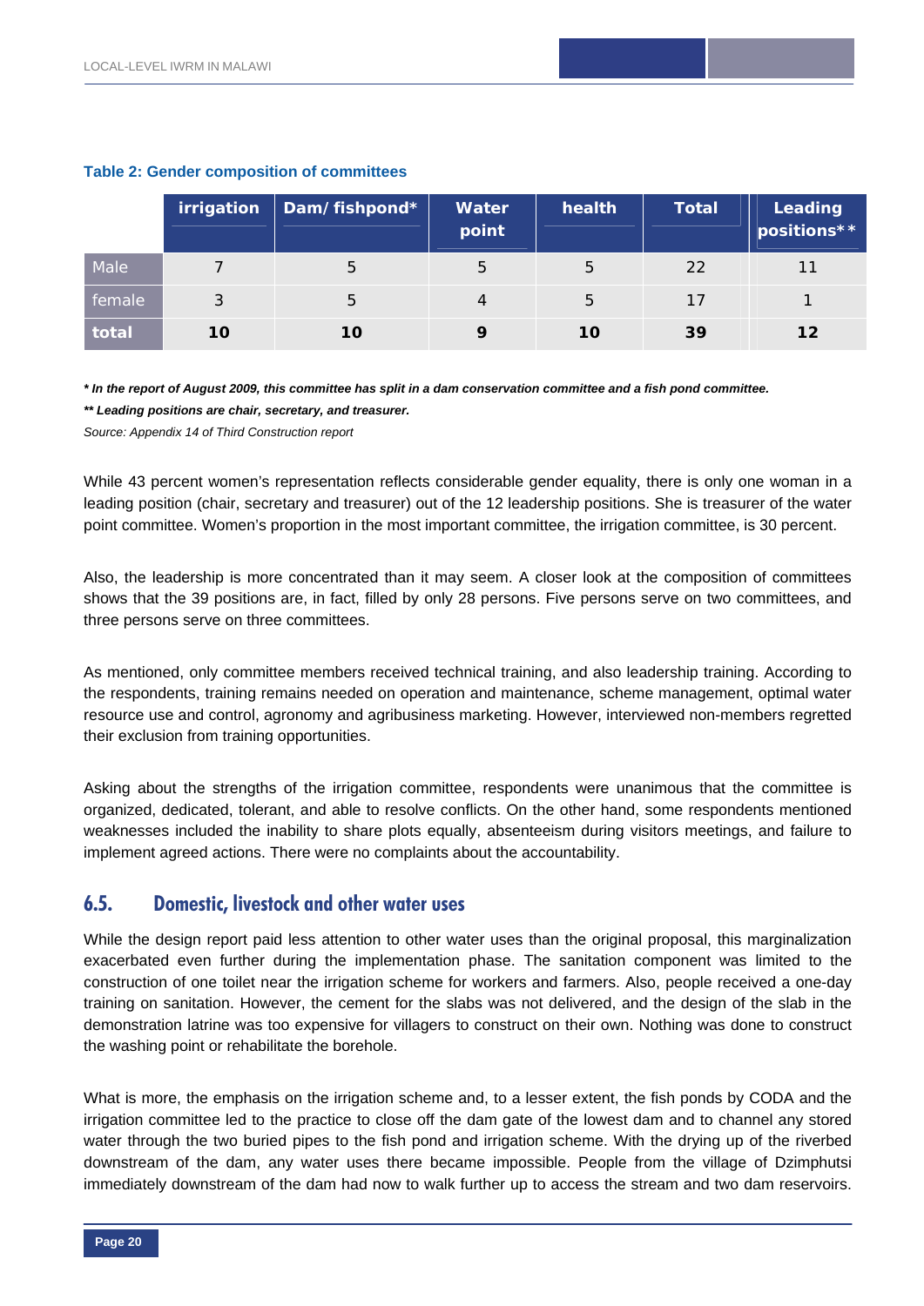**Table 2: Gender composition of committees**

| | irrigation | Dam/ fishpond* | Water point | health | Total | Leading positions** |
|---|---|---|---|---|---|---|
| Male | 7 | 5 | 5 | 5 | 22 | 11 |
| female | 3 | 5 | 4 | 5 | 17 | 1 |
| **total** | **10** | **10** | **9** | **10** | **39** | **12** |

***\* In the report of August 2009, this committee has split in a dam conservation committee and a fish pond committee.***

***\*\* Leading positions are chair, secretary, and treasurer.***

*Source: Appendix 14 of Third Construction report*

While 43 percent women's representation reflects considerable gender equality, there is only one woman in a leading position (chair, secretary and treasurer) out of the 12 leadership positions. She is treasurer of the water point committee. Women's proportion in the most important committee, the irrigation committee, is 30 percent.

Also, the leadership is more concentrated than it may seem. A closer look at the composition of committees shows that the 39 positions are, in fact, filled by only 28 persons. Five persons serve on two committees, and three persons serve on three committees.

As mentioned, only committee members received technical training, and also leadership training. According to the respondents, training remains needed on operation and maintenance, scheme management, optimal water resource use and control, agronomy and agribusiness marketing. However, interviewed non-members regretted their exclusion from training opportunities.

Asking about the strengths of the irrigation committee, respondents were unanimous that the committee is organized, dedicated, tolerant, and able to resolve conflicts. On the other hand, some respondents mentioned weaknesses included the inability to share plots equally, absenteeism during visitors meetings, and failure to implement agreed actions. There were no complaints about the accountability.

## 6.5. Domestic, livestock and other water uses

While the design report paid less attention to other water uses than the original proposal, this marginalization exacerbated even further during the implementation phase. The sanitation component was limited to the construction of one toilet near the irrigation scheme for workers and farmers. Also, people received a one-day training on sanitation. However, the cement for the slabs was not delivered, and the design of the slab in the demonstration latrine was too expensive for villagers to construct on their own. Nothing was done to construct the washing point or rehabilitate the borehole.

What is more, the emphasis on the irrigation scheme and, to a lesser extent, the fish ponds by CODA and the irrigation committee led to the practice to close off the dam gate of the lowest dam and to channel any stored water through the two buried pipes to the fish pond and irrigation scheme. With the drying up of the riverbed downstream of the dam, any water uses there became impossible. People from the village of Dzimphutsi immediately downstream of the dam had now to walk further up to access the stream and two dam reservoirs.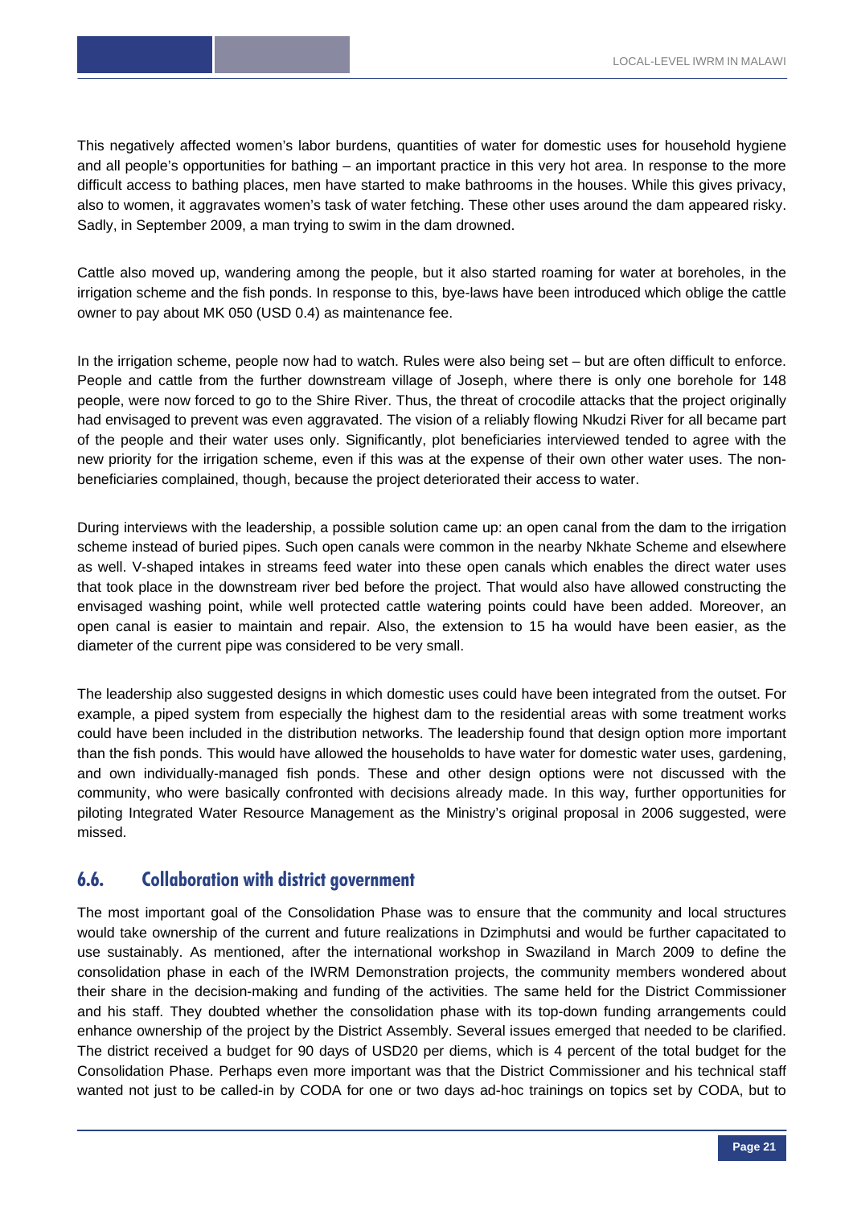This negatively affected women's labor burdens, quantities of water for domestic uses for household hygiene and all people's opportunities for bathing – an important practice in this very hot area. In response to the more difficult access to bathing places, men have started to make bathrooms in the houses. While this gives privacy, also to women, it aggravates women's task of water fetching. These other uses around the dam appeared risky. Sadly, in September 2009, a man trying to swim in the dam drowned.

Cattle also moved up, wandering among the people, but it also started roaming for water at boreholes, in the irrigation scheme and the fish ponds. In response to this, bye-laws have been introduced which oblige the cattle owner to pay about MK 050 (USD 0.4) as maintenance fee.

In the irrigation scheme, people now had to watch. Rules were also being set – but are often difficult to enforce. People and cattle from the further downstream village of Joseph, where there is only one borehole for 148 people, were now forced to go to the Shire River. Thus, the threat of crocodile attacks that the project originally had envisaged to prevent was even aggravated. The vision of a reliably flowing Nkudzi River for all became part of the people and their water uses only. Significantly, plot beneficiaries interviewed tended to agree with the new priority for the irrigation scheme, even if this was at the expense of their own other water uses. The non-beneficiaries complained, though, because the project deteriorated their access to water.

During interviews with the leadership, a possible solution came up: an open canal from the dam to the irrigation scheme instead of buried pipes. Such open canals were common in the nearby Nkhate Scheme and elsewhere as well. V-shaped intakes in streams feed water into these open canals which enables the direct water uses that took place in the downstream river bed before the project. That would also have allowed constructing the envisaged washing point, while well protected cattle watering points could have been added. Moreover, an open canal is easier to maintain and repair. Also, the extension to 15 ha would have been easier, as the diameter of the current pipe was considered to be very small.

The leadership also suggested designs in which domestic uses could have been integrated from the outset. For example, a piped system from especially the highest dam to the residential areas with some treatment works could have been included in the distribution networks. The leadership found that design option more important than the fish ponds. This would have allowed the households to have water for domestic water uses, gardening, and own individually-managed fish ponds. These and other design options were not discussed with the community, who were basically confronted with decisions already made. In this way, further opportunities for piloting Integrated Water Resource Management as the Ministry's original proposal in 2006 suggested, were missed.

## 6.6. Collaboration with district government

The most important goal of the Consolidation Phase was to ensure that the community and local structures would take ownership of the current and future realizations in Dzimphutsi and would be further capacitated to use sustainably. As mentioned, after the international workshop in Swaziland in March 2009 to define the consolidation phase in each of the IWRM Demonstration projects, the community members wondered about their share in the decision-making and funding of the activities. The same held for the District Commissioner and his staff. They doubted whether the consolidation phase with its top-down funding arrangements could enhance ownership of the project by the District Assembly. Several issues emerged that needed to be clarified. The district received a budget for 90 days of USD20 per diems, which is 4 percent of the total budget for the Consolidation Phase. Perhaps even more important was that the District Commissioner and his technical staff wanted not just to be called-in by CODA for one or two days ad-hoc trainings on topics set by CODA, but to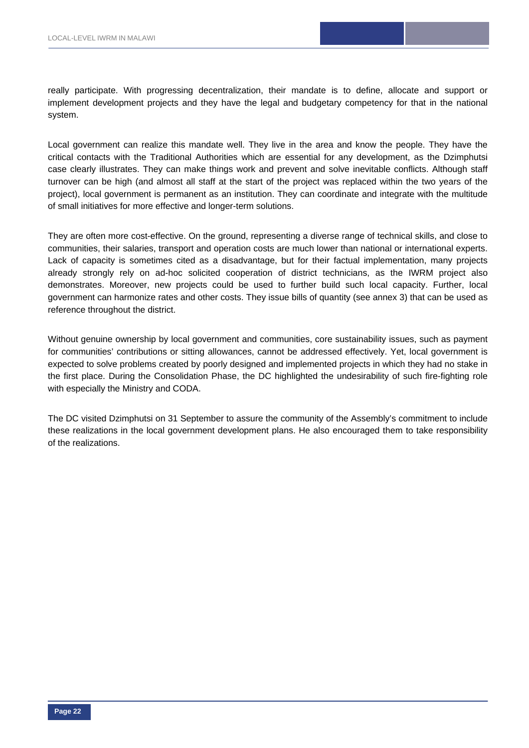really participate. With progressing decentralization, their mandate is to define, allocate and support or implement development projects and they have the legal and budgetary competency for that in the national system.

Local government can realize this mandate well. They live in the area and know the people. They have the critical contacts with the Traditional Authorities which are essential for any development, as the Dzimphutsi case clearly illustrates. They can make things work and prevent and solve inevitable conflicts. Although staff turnover can be high (and almost all staff at the start of the project was replaced within the two years of the project), local government is permanent as an institution. They can coordinate and integrate with the multitude of small initiatives for more effective and longer-term solutions.

They are often more cost-effective. On the ground, representing a diverse range of technical skills, and close to communities, their salaries, transport and operation costs are much lower than national or international experts. Lack of capacity is sometimes cited as a disadvantage, but for their factual implementation, many projects already strongly rely on ad-hoc solicited cooperation of district technicians, as the IWRM project also demonstrates. Moreover, new projects could be used to further build such local capacity. Further, local government can harmonize rates and other costs. They issue bills of quantity (see annex 3) that can be used as reference throughout the district.

Without genuine ownership by local government and communities, core sustainability issues, such as payment for communities' contributions or sitting allowances, cannot be addressed effectively. Yet, local government is expected to solve problems created by poorly designed and implemented projects in which they had no stake in the first place. During the Consolidation Phase, the DC highlighted the undesirability of such fire-fighting role with especially the Ministry and CODA.

The DC visited Dzimphutsi on 31 September to assure the community of the Assembly's commitment to include these realizations in the local government development plans. He also encouraged them to take responsibility of the realizations.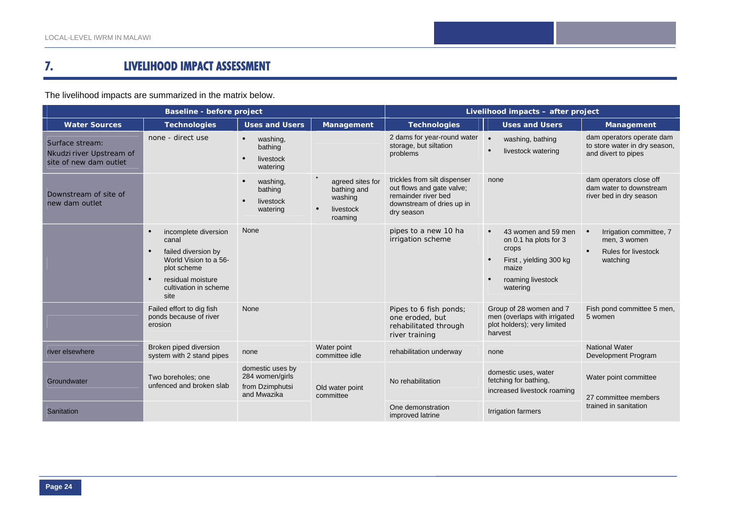## 7. LIVELIHOOD IMPACT ASSESSMENT

The livelihood impacts are summarized in the matrix below.

| Baseline - before project | | | | Livelihood impacts – after project | | |
|---|---|---|---|---|---|---|
| **Water Sources** | **Technologies** | **Uses and Users** | **Management** | **Technologies** | **Uses and Users** | **Management** |
| Surface stream: Nkudzi river Upstream of site of new dam outlet | none - direct use | • washing, bathing<br>• livestock watering | | 2 dams for year-round water storage, but siltation problems | • washing, bathing<br>• livestock watering | dam operators operate dam to store water in dry season, and divert to pipes |
| Downstream of site of new dam outlet | | • washing, bathing<br>• livestock watering | • agreed sites for bathing and washing<br>• livestock roaming | trickles from silt dispenser out flows and gate valve; remainder river bed downstream of dries up in dry season | none | dam operators close off dam water to downstream river bed in dry season |
| | • incomplete diversion canal<br>• failed diversion by World Vision to a 56-plot scheme<br>• residual moisture cultivation in scheme site | None | | pipes to a new 10 ha irrigation scheme | • 43 women and 59 men on 0.1 ha plots for 3 crops<br>• First , yielding 300 kg maize<br>• roaming livestock watering | • Irrigation committee, 7 men, 3 women<br>• Rules for livestock watching |
| | Failed effort to dig fish ponds because of river erosion | None | | Pipes to 6 fish ponds; one eroded, but rehabilitated through river training | Group of 28 women and 7 men (overlaps with irrigated plot holders); very limited harvest | Fish pond committee 5 men, 5 women |
| river elsewhere | Broken piped diversion system with 2 stand pipes | none | Water point committee idle | rehabilitation underway | none | National Water Development Program |
| Groundwater | Two boreholes; one unfenced and broken slab | domestic uses by 284 women/girls from Dzimphutsi and Mwazika | Old water point committee | No rehabilitation | domestic uses, water fetching for bathing, increased livestock roaming | Water point committee<br>27 committee members trained in sanitation |
| Sanitation | | | | One demonstration improved latrine | Irrigation farmers | |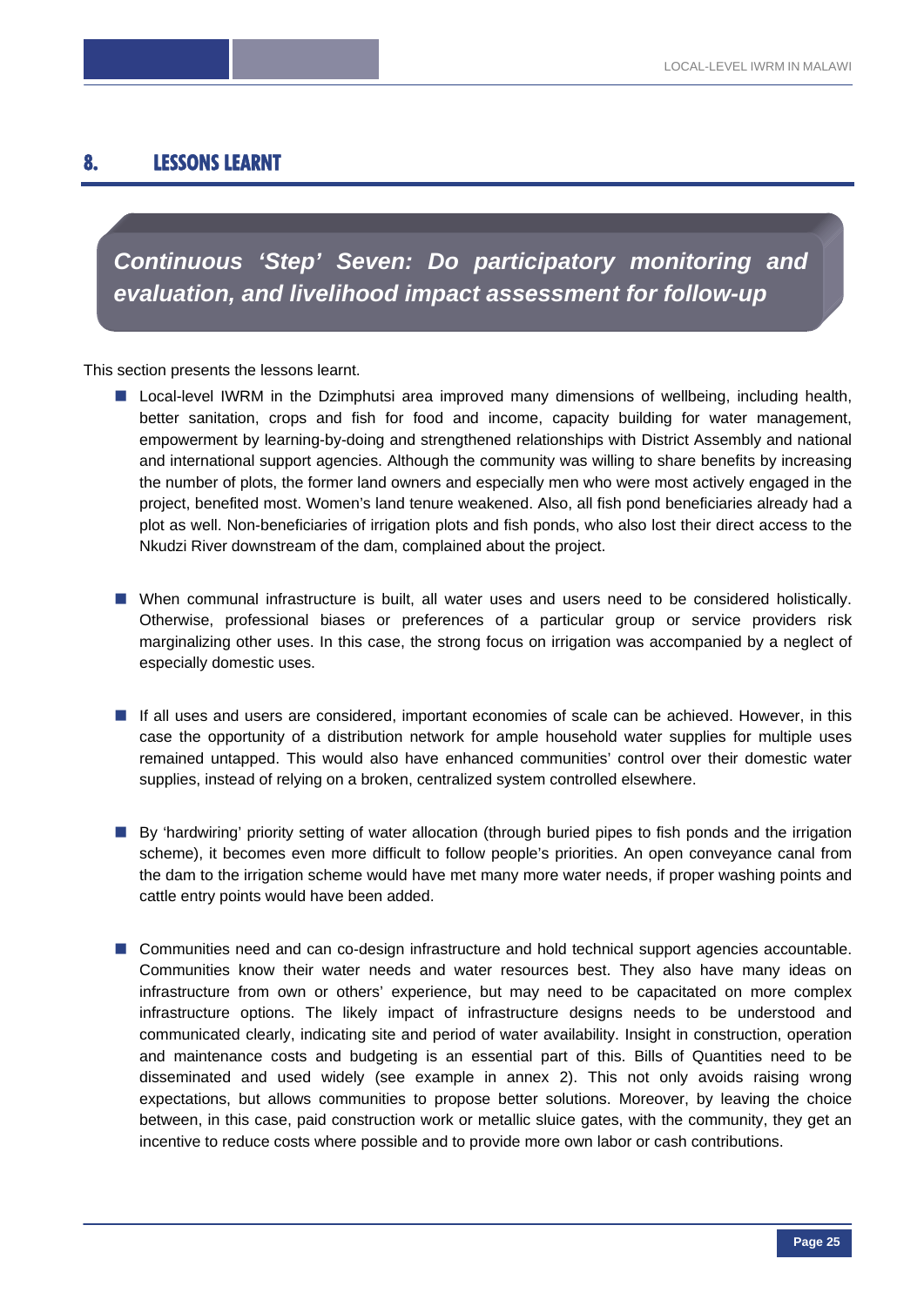# 8. LESSONS LEARNT

***Continuous 'Step' Seven: Do participatory monitoring and evaluation, and livelihood impact assessment for follow-up***

This section presents the lessons learnt.

- Local-level IWRM in the Dzimphutsi area improved many dimensions of wellbeing, including health, better sanitation, crops and fish for food and income, capacity building for water management, empowerment by learning-by-doing and strengthened relationships with District Assembly and national and international support agencies. Although the community was willing to share benefits by increasing the number of plots, the former land owners and especially men who were most actively engaged in the project, benefited most. Women's land tenure weakened. Also, all fish pond beneficiaries already had a plot as well. Non-beneficiaries of irrigation plots and fish ponds, who also lost their direct access to the Nkudzi River downstream of the dam, complained about the project.

- When communal infrastructure is built, all water uses and users need to be considered holistically. Otherwise, professional biases or preferences of a particular group or service providers risk marginalizing other uses. In this case, the strong focus on irrigation was accompanied by a neglect of especially domestic uses.

- If all uses and users are considered, important economies of scale can be achieved. However, in this case the opportunity of a distribution network for ample household water supplies for multiple uses remained untapped. This would also have enhanced communities' control over their domestic water supplies, instead of relying on a broken, centralized system controlled elsewhere.

- By 'hardwiring' priority setting of water allocation (through buried pipes to fish ponds and the irrigation scheme), it becomes even more difficult to follow people's priorities. An open conveyance canal from the dam to the irrigation scheme would have met many more water needs, if proper washing points and cattle entry points would have been added.

- Communities need and can co-design infrastructure and hold technical support agencies accountable. Communities know their water needs and water resources best. They also have many ideas on infrastructure from own or others' experience, but may need to be capacitated on more complex infrastructure options. The likely impact of infrastructure designs needs to be understood and communicated clearly, indicating site and period of water availability. Insight in construction, operation and maintenance costs and budgeting is an essential part of this. Bills of Quantities need to be disseminated and used widely (see example in annex 2). This not only avoids raising wrong expectations, but allows communities to propose better solutions. Moreover, by leaving the choice between, in this case, paid construction work or metallic sluice gates, with the community, they get an incentive to reduce costs where possible and to provide more own labor or cash contributions.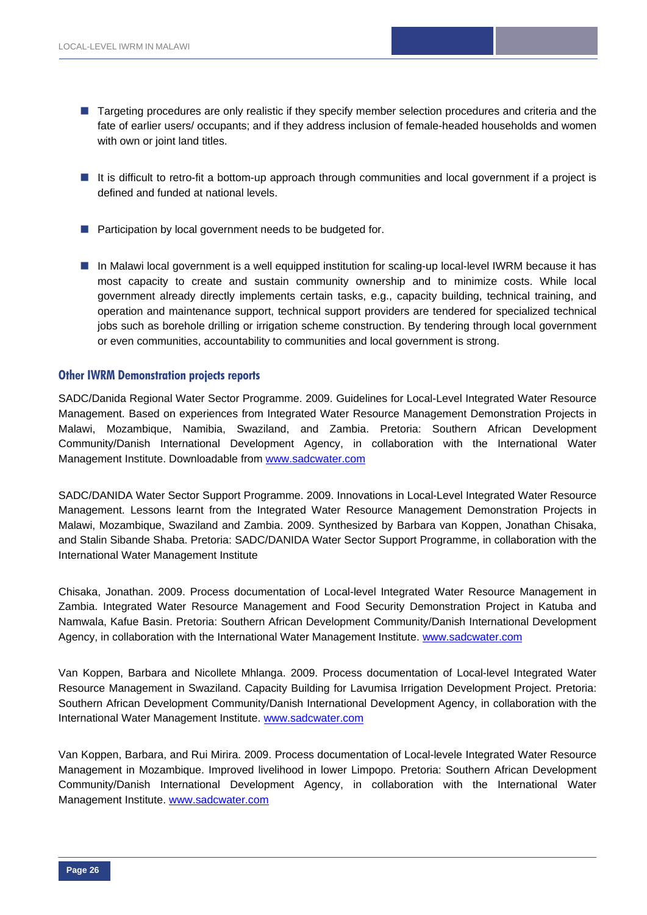- Targeting procedures are only realistic if they specify member selection procedures and criteria and the fate of earlier users/ occupants; and if they address inclusion of female-headed households and women with own or joint land titles.

- It is difficult to retro-fit a bottom-up approach through communities and local government if a project is defined and funded at national levels.

- Participation by local government needs to be budgeted for.

- In Malawi local government is a well equipped institution for scaling-up local-level IWRM because it has most capacity to create and sustain community ownership and to minimize costs. While local government already directly implements certain tasks, e.g., capacity building, technical training, and operation and maintenance support, technical support providers are tendered for specialized technical jobs such as borehole drilling or irrigation scheme construction. By tendering through local government or even communities, accountability to communities and local government is strong.

### Other IWRM Demonstration projects reports

SADC/Danida Regional Water Sector Programme. 2009. Guidelines for Local-Level Integrated Water Resource Management. Based on experiences from Integrated Water Resource Management Demonstration Projects in Malawi, Mozambique, Namibia, Swaziland, and Zambia. Pretoria: Southern African Development Community/Danish International Development Agency, in collaboration with the International Water Management Institute. Downloadable from www.sadcwater.com

SADC/DANIDA Water Sector Support Programme. 2009. Innovations in Local-Level Integrated Water Resource Management. Lessons learnt from the Integrated Water Resource Management Demonstration Projects in Malawi, Mozambique, Swaziland and Zambia. 2009. Synthesized by Barbara van Koppen, Jonathan Chisaka, and Stalin Sibande Shaba. Pretoria: SADC/DANIDA Water Sector Support Programme, in collaboration with the International Water Management Institute

Chisaka, Jonathan. 2009. Process documentation of Local-level Integrated Water Resource Management in Zambia. Integrated Water Resource Management and Food Security Demonstration Project in Katuba and Namwala, Kafue Basin. Pretoria: Southern African Development Community/Danish International Development Agency, in collaboration with the International Water Management Institute. www.sadcwater.com

Van Koppen, Barbara and Nicollete Mhlanga. 2009. Process documentation of Local-level Integrated Water Resource Management in Swaziland. Capacity Building for Lavumisa Irrigation Development Project. Pretoria: Southern African Development Community/Danish International Development Agency, in collaboration with the International Water Management Institute. www.sadcwater.com

Van Koppen, Barbara, and Rui Mirira. 2009. Process documentation of Local-levele Integrated Water Resource Management in Mozambique. Improved livelihood in lower Limpopo. Pretoria: Southern African Development Community/Danish International Development Agency, in collaboration with the International Water Management Institute. www.sadcwater.com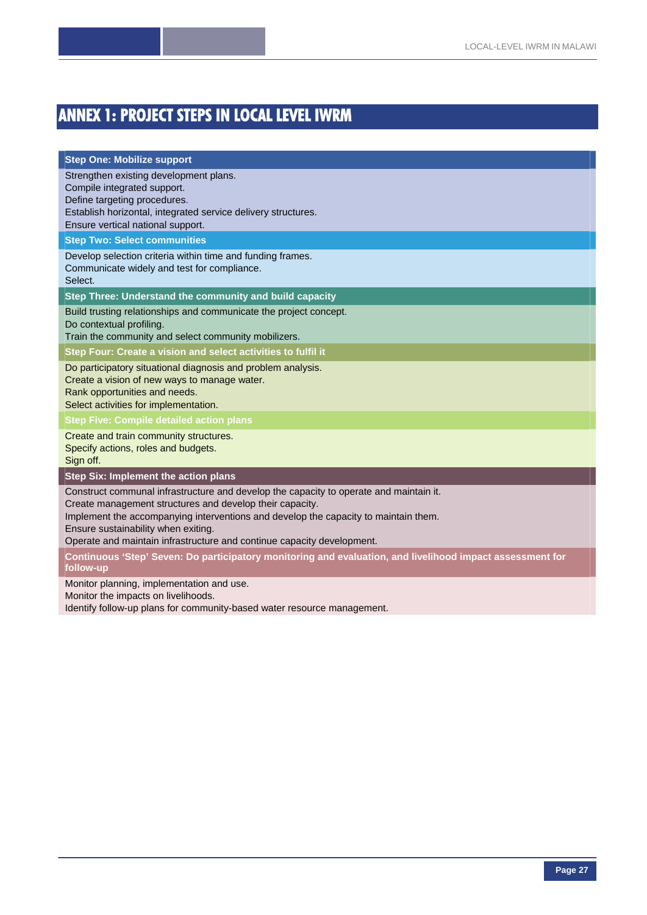# ANNEX 1: PROJECT STEPS IN LOCAL LEVEL IWRM

**Step One: Mobilize support**

Strengthen existing development plans.
Compile integrated support.
Define targeting procedures.
Establish horizontal, integrated service delivery structures.
Ensure vertical national support.

**Step Two: Select communities**

Develop selection criteria within time and funding frames.
Communicate widely and test for compliance.
Select.

**Step Three: Understand the community and build capacity**

Build trusting relationships and communicate the project concept.
Do contextual profiling.
Train the community and select community mobilizers.

**Step Four: Create a vision and select activities to fulfil it**

Do participatory situational diagnosis and problem analysis.
Create a vision of new ways to manage water.
Rank opportunities and needs.
Select activities for implementation.

**Step Five: Compile detailed action plans**

Create and train community structures.
Specify actions, roles and budgets.
Sign off.

**Step Six: Implement the action plans**

Construct communal infrastructure and develop the capacity to operate and maintain it.
Create management structures and develop their capacity.
Implement the accompanying interventions and develop the capacity to maintain them.
Ensure sustainability when exiting.
Operate and maintain infrastructure and continue capacity development.

**Continuous 'Step' Seven: Do participatory monitoring and evaluation, and livelihood impact assessment for follow-up**

Monitor planning, implementation and use.
Monitor the impacts on livelihoods.
Identify follow-up plans for community-based water resource management.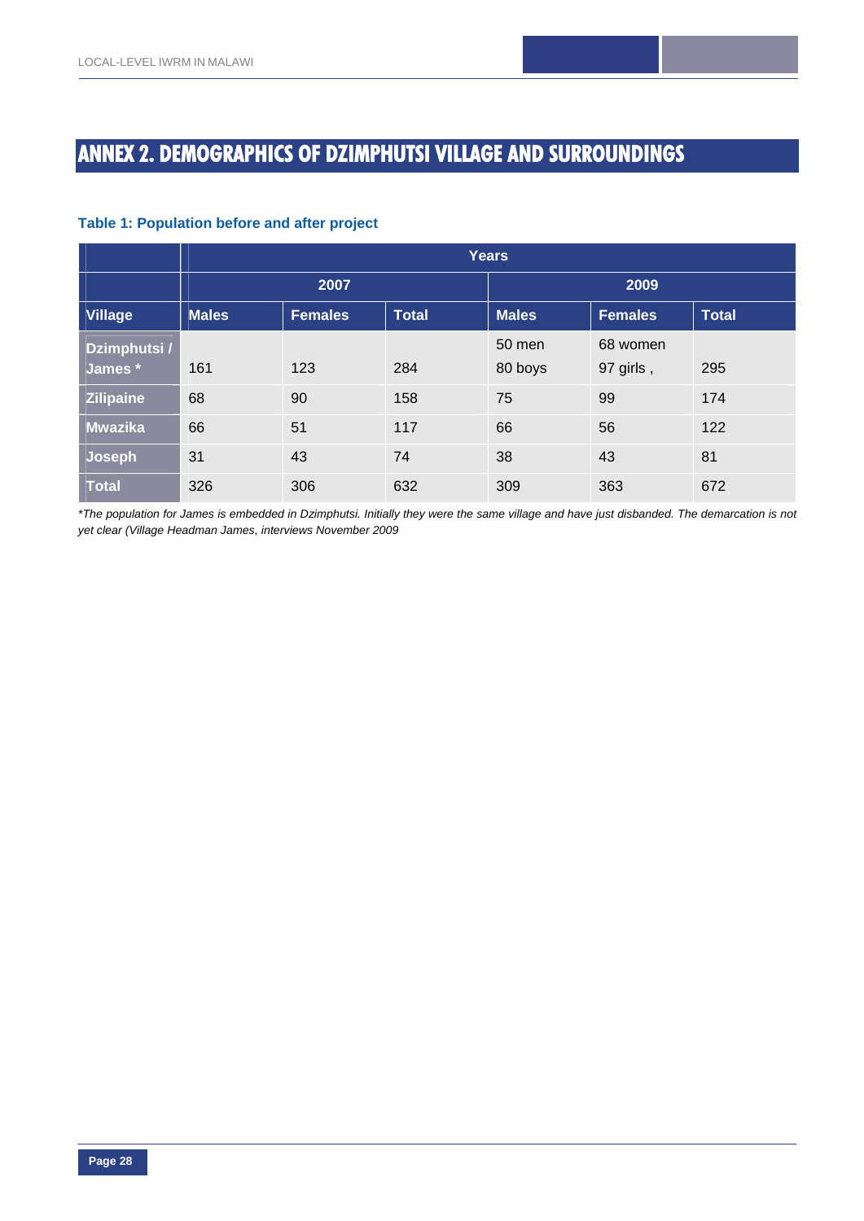# ANNEX 2. DEMOGRAPHICS OF DZIMPHUTSI VILLAGE AND SURROUNDINGS

**Table 1: Population before and after project**

| | Years | | | | | |
|---|---|---|---|---|---|---|
| | 2007 | | | 2009 | | |
| **Village** | **Males** | **Females** | **Total** | **Males** | **Females** | **Total** |
| **Dzimphutsi / James *** | 161 | 123 | 284 | 50 men 80 boys | 68 women 97 girls , | 295 |
| **Zilipaine** | 68 | 90 | 158 | 75 | 99 | 174 |
| **Mwazika** | 66 | 51 | 117 | 66 | 56 | 122 |
| **Joseph** | 31 | 43 | 74 | 38 | 43 | 81 |
| **Total** | 326 | 306 | 632 | 309 | 363 | 672 |

*\*The population for James is embedded in Dzimphutsi. Initially they were the same village and have just disbanded. The demarcation is not yet clear (Village Headman James, interviews November 2009*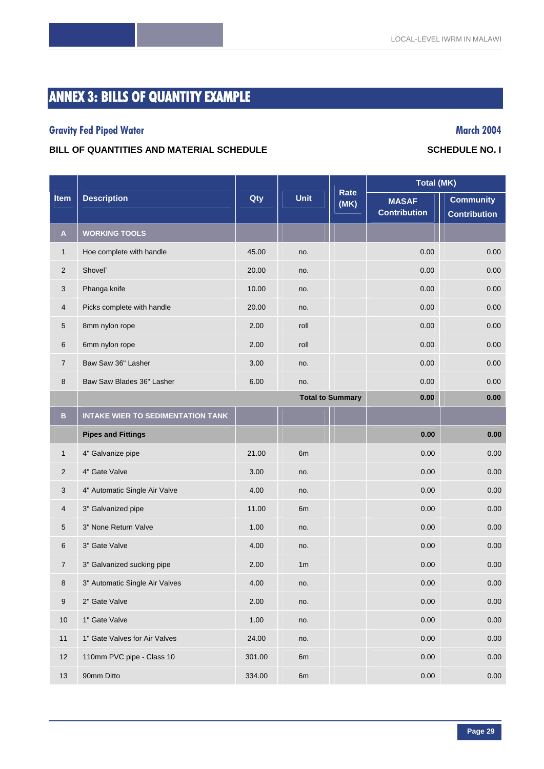# ANNEX 3: BILLS OF QUANTITY EXAMPLE

## Gravity Fed Piped Water

**March 2004**

**BILL OF QUANTITIES AND MATERIAL SCHEDULE**

**SCHEDULE NO. I**

| Item | Description | Qty | Unit | Rate (MK) | Total (MK) | |
|---|---|---|---|---|---|---|
| | | | | | MASAF Contribution | Community Contribution |
| **A** | **WORKING TOOLS** | | | | | |
| 1 | Hoe complete with handle | 45.00 | no. | | 0.00 | 0.00 |
| 2 | Shovel` | 20.00 | no. | | 0.00 | 0.00 |
| 3 | Phanga knife | 10.00 | no. | | 0.00 | 0.00 |
| 4 | Picks complete with handle | 20.00 | no. | | 0.00 | 0.00 |
| 5 | 8mm nylon rope | 2.00 | roll | | 0.00 | 0.00 |
| 6 | 6mm nylon rope | 2.00 | roll | | 0.00 | 0.00 |
| 7 | Baw Saw 36" Lasher | 3.00 | no. | | 0.00 | 0.00 |
| 8 | Baw Saw Blades 36" Lasher | 6.00 | no. | | 0.00 | 0.00 |
| | | | | **Total to Summary** | **0.00** | **0.00** |
| **B** | **INTAKE WIER TO SEDIMENTATION TANK** | | | | | |
| | **Pipes and Fittings** | | | | **0.00** | **0.00** |
| 1 | 4" Galvanize pipe | 21.00 | 6m | | 0.00 | 0.00 |
| 2 | 4" Gate Valve | 3.00 | no. | | 0.00 | 0.00 |
| 3 | 4" Automatic Single Air Valve | 4.00 | no. | | 0.00 | 0.00 |
| 4 | 3" Galvanized pipe | 11.00 | 6m | | 0.00 | 0.00 |
| 5 | 3" None Return Valve | 1.00 | no. | | 0.00 | 0.00 |
| 6 | 3" Gate Valve | 4.00 | no. | | 0.00 | 0.00 |
| 7 | 3" Galvanized sucking pipe | 2.00 | 1m | | 0.00 | 0.00 |
| 8 | 3" Automatic Single Air Valves | 4.00 | no. | | 0.00 | 0.00 |
| 9 | 2" Gate Valve | 2.00 | no. | | 0.00 | 0.00 |
| 10 | 1" Gate Valve | 1.00 | no. | | 0.00 | 0.00 |
| 11 | 1" Gate Valves for Air Valves | 24.00 | no. | | 0.00 | 0.00 |
| 12 | 110mm PVC pipe - Class 10 | 301.00 | 6m | | 0.00 | 0.00 |
| 13 | 90mm Ditto | 334.00 | 6m | | 0.00 | 0.00 |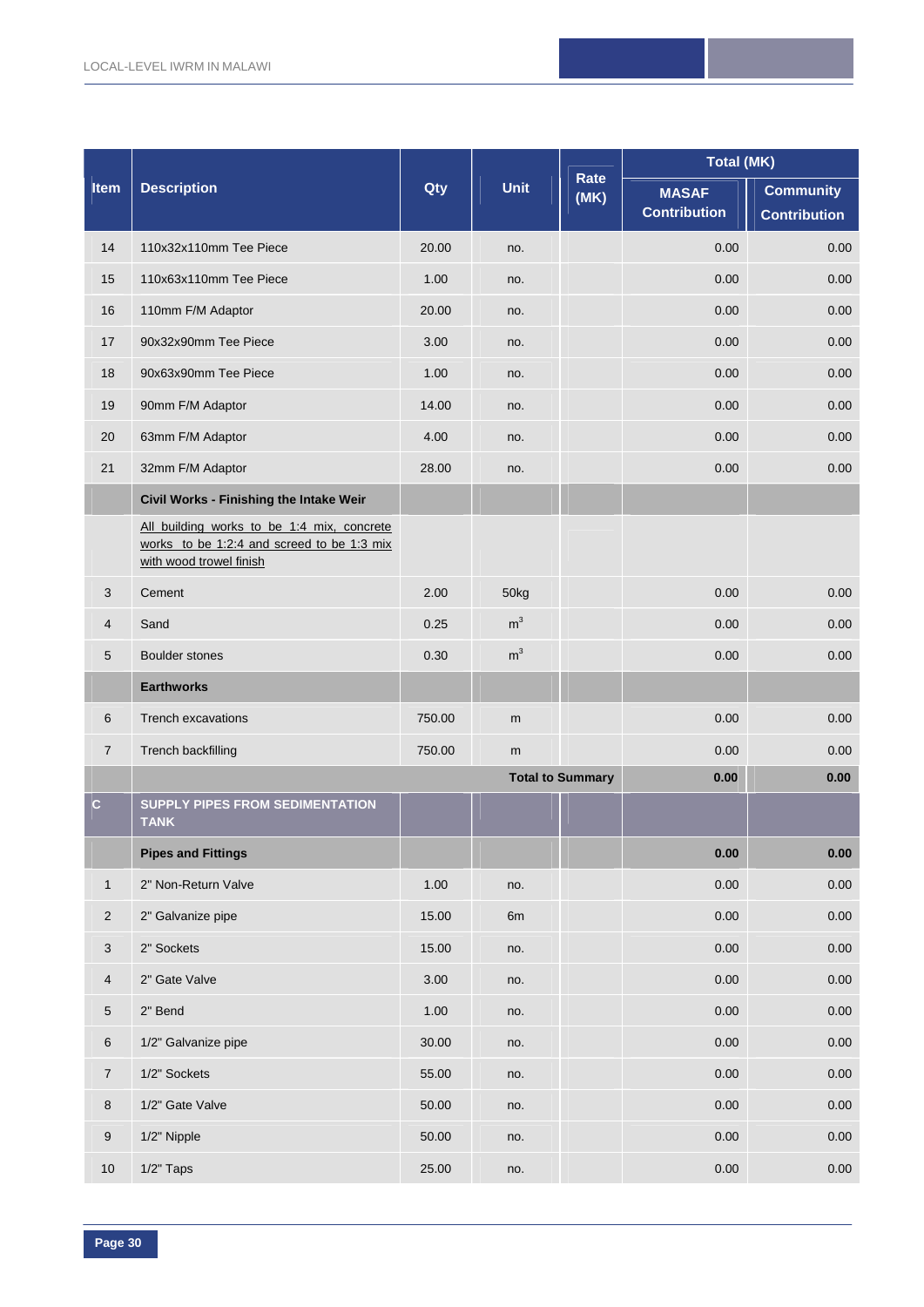| Item | Description | Qty | Unit | Rate (MK) | Total (MK) | |
|---|---|---|---|---|---|---|
| | | | | | MASAF Contribution | Community Contribution |
| 14 | 110x32x110mm Tee Piece | 20.00 | no. | | 0.00 | 0.00 |
| 15 | 110x63x110mm Tee Piece | 1.00 | no. | | 0.00 | 0.00 |
| 16 | 110mm F/M Adaptor | 20.00 | no. | | 0.00 | 0.00 |
| 17 | 90x32x90mm Tee Piece | 3.00 | no. | | 0.00 | 0.00 |
| 18 | 90x63x90mm Tee Piece | 1.00 | no. | | 0.00 | 0.00 |
| 19 | 90mm F/M Adaptor | 14.00 | no. | | 0.00 | 0.00 |
| 20 | 63mm F/M Adaptor | 4.00 | no. | | 0.00 | 0.00 |
| 21 | 32mm F/M Adaptor | 28.00 | no. | | 0.00 | 0.00 |
| | **Civil Works - Finishing the Intake Weir** | | | | | |
| | <u>All building works to be 1:4 mix, concrete works to be 1:2:4 and screed to be 1:3 mix with wood trowel finish</u> | | | | | |
| 3 | Cement | 2.00 | 50kg | | 0.00 | 0.00 |
| 4 | Sand | 0.25 | $m^3$ | | 0.00 | 0.00 |
| 5 | Boulder stones | 0.30 | $m^3$ | | 0.00 | 0.00 |
| | **Earthworks** | | | | | |
| 6 | Trench excavations | 750.00 | m | | 0.00 | 0.00 |
| 7 | Trench backfilling | 750.00 | m | | 0.00 | 0.00 |
| | | | | **Total to Summary** | **0.00** | **0.00** |
| **C** | **SUPPLY PIPES FROM SEDIMENTATION TANK** | | | | | |
| | **Pipes and Fittings** | | | | **0.00** | **0.00** |
| 1 | 2" Non-Return Valve | 1.00 | no. | | 0.00 | 0.00 |
| 2 | 2" Galvanize pipe | 15.00 | 6m | | 0.00 | 0.00 |
| 3 | 2" Sockets | 15.00 | no. | | 0.00 | 0.00 |
| 4 | 2" Gate Valve | 3.00 | no. | | 0.00 | 0.00 |
| 5 | 2" Bend | 1.00 | no. | | 0.00 | 0.00 |
| 6 | 1/2" Galvanize pipe | 30.00 | no. | | 0.00 | 0.00 |
| 7 | 1/2" Sockets | 55.00 | no. | | 0.00 | 0.00 |
| 8 | 1/2" Gate Valve | 50.00 | no. | | 0.00 | 0.00 |
| 9 | 1/2" Nipple | 50.00 | no. | | 0.00 | 0.00 |
| 10 | 1/2" Taps | 25.00 | no. | | 0.00 | 0.00 |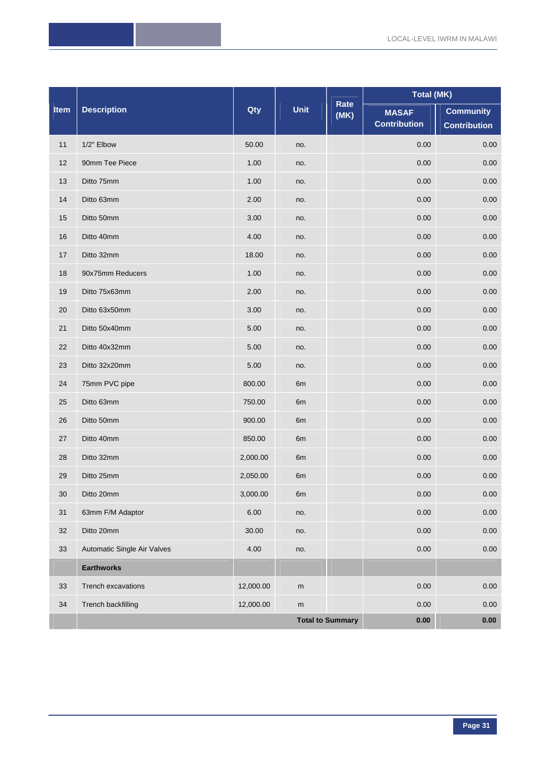| Item | Description | Qty | Unit | Rate (MK) | Total (MK) | |
|---|---|---|---|---|---|---|
| | | | | | MASAF Contribution | Community Contribution |
| 11 | 1/2" Elbow | 50.00 | no. | | 0.00 | 0.00 |
| 12 | 90mm Tee Piece | 1.00 | no. | | 0.00 | 0.00 |
| 13 | Ditto 75mm | 1.00 | no. | | 0.00 | 0.00 |
| 14 | Ditto 63mm | 2.00 | no. | | 0.00 | 0.00 |
| 15 | Ditto 50mm | 3.00 | no. | | 0.00 | 0.00 |
| 16 | Ditto 40mm | 4.00 | no. | | 0.00 | 0.00 |
| 17 | Ditto 32mm | 18.00 | no. | | 0.00 | 0.00 |
| 18 | 90x75mm Reducers | 1.00 | no. | | 0.00 | 0.00 |
| 19 | Ditto 75x63mm | 2.00 | no. | | 0.00 | 0.00 |
| 20 | Ditto 63x50mm | 3.00 | no. | | 0.00 | 0.00 |
| 21 | Ditto 50x40mm | 5.00 | no. | | 0.00 | 0.00 |
| 22 | Ditto 40x32mm | 5.00 | no. | | 0.00 | 0.00 |
| 23 | Ditto 32x20mm | 5.00 | no. | | 0.00 | 0.00 |
| 24 | 75mm PVC pipe | 800.00 | 6m | | 0.00 | 0.00 |
| 25 | Ditto 63mm | 750.00 | 6m | | 0.00 | 0.00 |
| 26 | Ditto 50mm | 900.00 | 6m | | 0.00 | 0.00 |
| 27 | Ditto 40mm | 850.00 | 6m | | 0.00 | 0.00 |
| 28 | Ditto 32mm | 2,000.00 | 6m | | 0.00 | 0.00 |
| 29 | Ditto 25mm | 2,050.00 | 6m | | 0.00 | 0.00 |
| 30 | Ditto 20mm | 3,000.00 | 6m | | 0.00 | 0.00 |
| 31 | 63mm F/M Adaptor | 6.00 | no. | | 0.00 | 0.00 |
| 32 | Ditto 20mm | 30.00 | no. | | 0.00 | 0.00 |
| 33 | Automatic Single Air Valves | 4.00 | no. | | 0.00 | 0.00 |
| | **Earthworks** | | | | | |
| 33 | Trench excavations | 12,000.00 | m | | 0.00 | 0.00 |
| 34 | Trench backfilling | 12,000.00 | m | | 0.00 | 0.00 |
| | | | | **Total to Summary** | **0.00** | **0.00** |